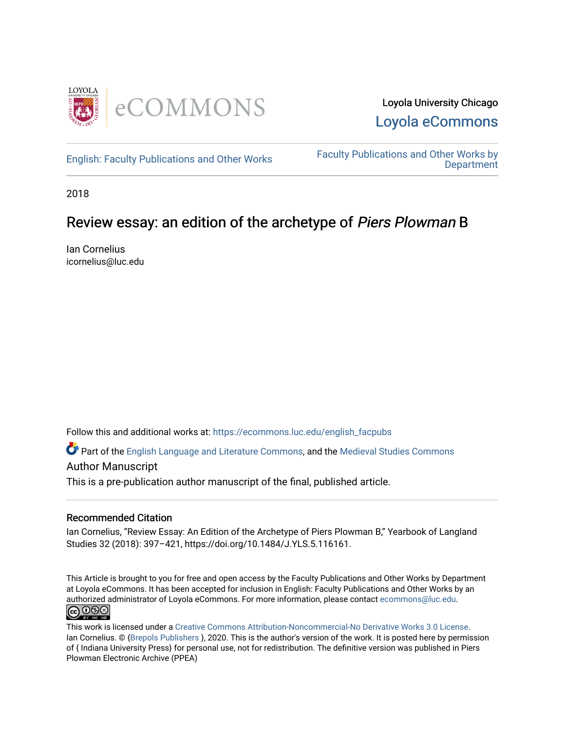LOYOLA eCOMMONS

Loyola University Chicago
Loyola eCommons

English: Faculty Publications and Other Works

Faculty Publications and Other Works by Department

2018

# Review essay: an edition of the archetype of *Piers Plowman* B

Ian Cornelius
icornelius@luc.edu

Follow this and additional works at: https://ecommons.luc.edu/english_facpubs

Part of the English Language and Literature Commons, and the Medieval Studies Commons

Author Manuscript

This is a pre-publication author manuscript of the final, published article.

## Recommended Citation

Ian Cornelius, "Review Essay: An Edition of the Archetype of Piers Plowman B," Yearbook of Langland Studies 32 (2018): 397–421, https://doi.org/10.1484/J.YLS.5.116161.

This Article is brought to you for free and open access by the Faculty Publications and Other Works by Department at Loyola eCommons. It has been accepted for inclusion in English: Faculty Publications and Other Works by an authorized administrator of Loyola eCommons. For more information, please contact ecommons@luc.edu.

This work is licensed under a Creative Commons Attribution-Noncommercial-No Derivative Works 3.0 License.
Ian Cornelius. © {Brepols Publishers }, 2020. This is the author's version of the work. It is posted here by permission of { Indiana University Press} for personal use, not for redistribution. The definitive version was published in Piers Plowman Electronic Archive (PPEA)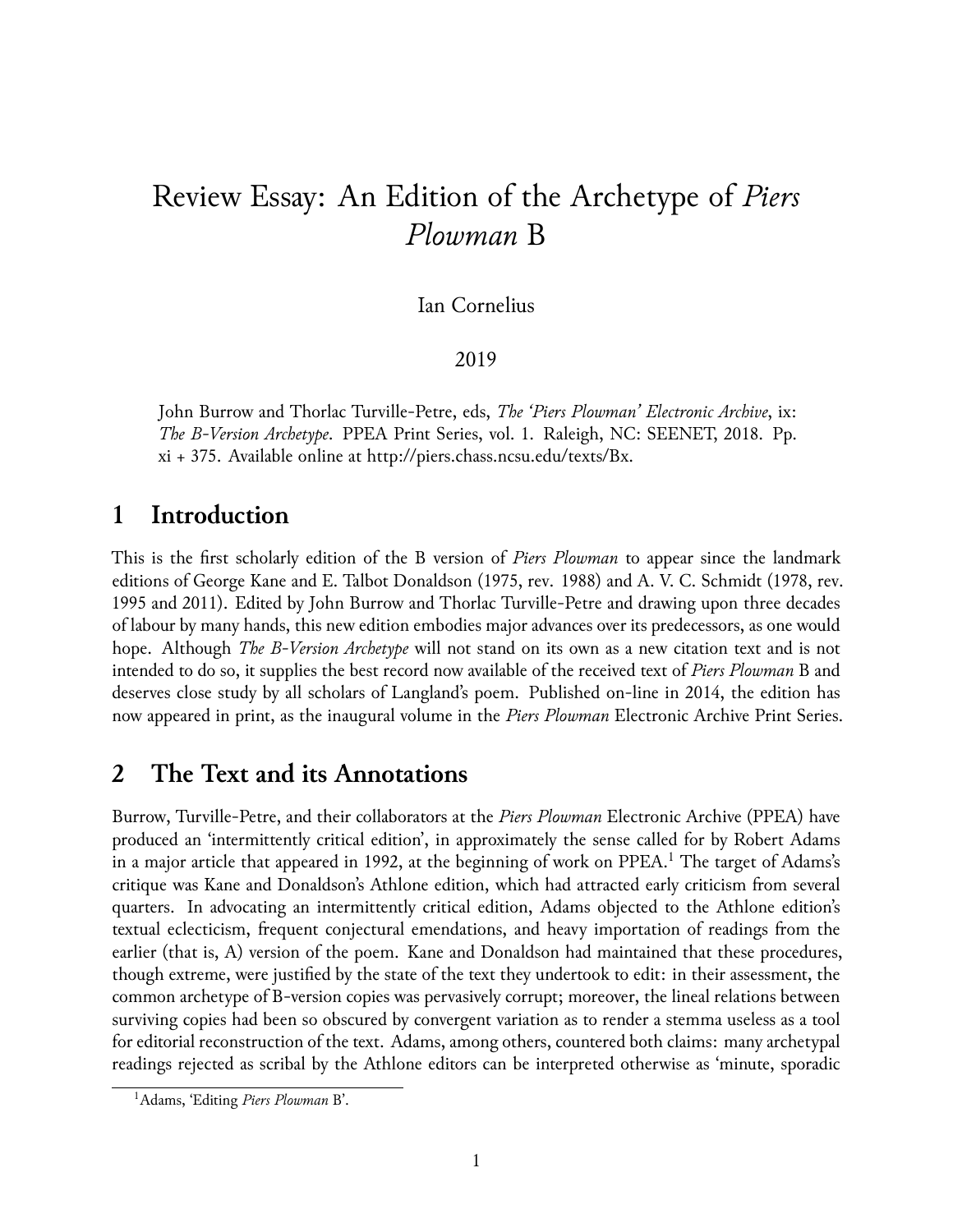# Review Essay: An Edition of the Archetype of *Piers Plowman* B

Ian Cornelius

2019

John Burrow and Thorlac Turville-Petre, eds, *The 'Piers Plowman' Electronic Archive*, ix: *The B-Version Archetype*. PPEA Print Series, vol. 1. Raleigh, NC: SEENET, 2018. Pp. xi + 375. Available online at http://piers.chass.ncsu.edu/texts/Bx.

## 1 Introduction

This is the first scholarly edition of the B version of *Piers Plowman* to appear since the landmark editions of George Kane and E. Talbot Donaldson (1975, rev. 1988) and A. V. C. Schmidt (1978, rev. 1995 and 2011). Edited by John Burrow and Thorlac Turville-Petre and drawing upon three decades of labour by many hands, this new edition embodies major advances over its predecessors, as one would hope. Although *The B-Version Archetype* will not stand on its own as a new citation text and is not intended to do so, it supplies the best record now available of the received text of *Piers Plowman* B and deserves close study by all scholars of Langland's poem. Published on-line in 2014, the edition has now appeared in print, as the inaugural volume in the *Piers Plowman* Electronic Archive Print Series.

## 2 The Text and its Annotations

Burrow, Turville-Petre, and their collaborators at the *Piers Plowman* Electronic Archive (PPEA) have produced an 'intermittently critical edition', in approximately the sense called for by Robert Adams in a major article that appeared in 1992, at the beginning of work on PPEA.[1] The target of Adams's critique was Kane and Donaldson's Athlone edition, which had attracted early criticism from several quarters. In advocating an intermittently critical edition, Adams objected to the Athlone edition's textual eclecticism, frequent conjectural emendations, and heavy importation of readings from the earlier (that is, A) version of the poem. Kane and Donaldson had maintained that these procedures, though extreme, were justified by the state of the text they undertook to edit: in their assessment, the common archetype of B-version copies was pervasively corrupt; moreover, the lineal relations between surviving copies had been so obscured by convergent variation as to render a stemma useless as a tool for editorial reconstruction of the text. Adams, among others, countered both claims: many archetypal readings rejected as scribal by the Athlone editors can be interpreted otherwise as 'minute, sporadic

[1] Adams, 'Editing *Piers Plowman* B'.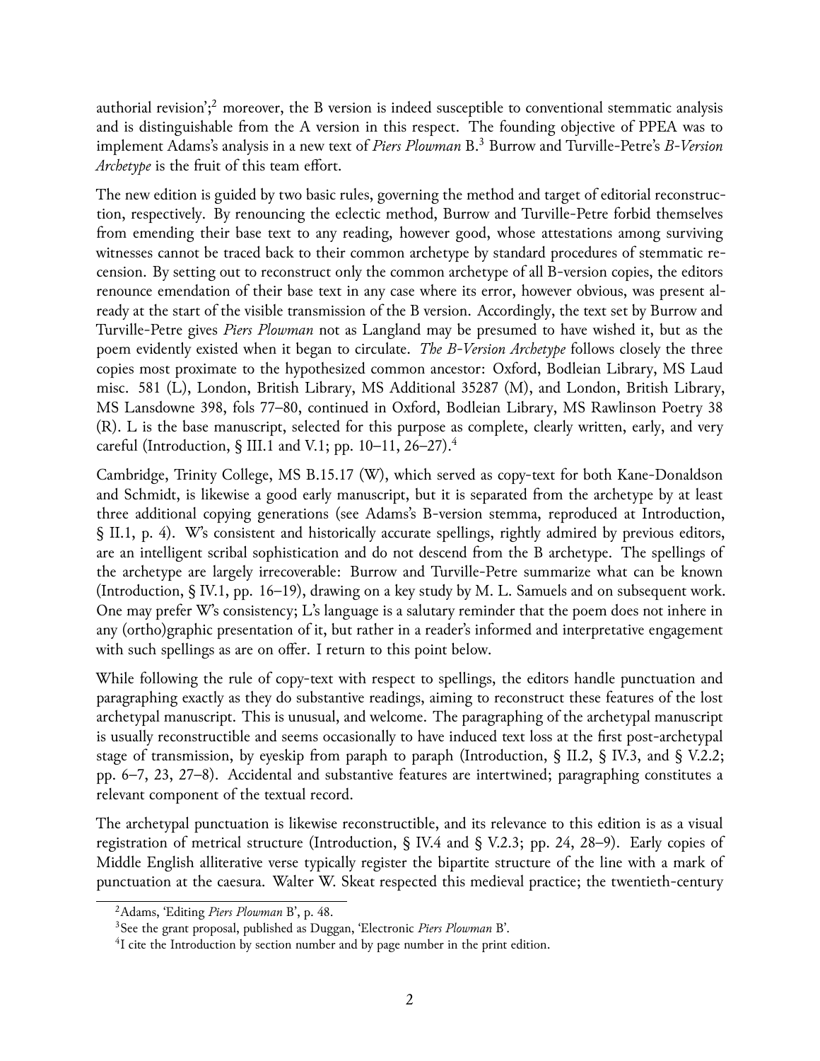authorial revision';[2] moreover, the B version is indeed susceptible to conventional stemmatic analysis and is distinguishable from the A version in this respect. The founding objective of PPEA was to implement Adams's analysis in a new text of *Piers Plowman* B.[3] Burrow and Turville-Petre's *B-Version Archetype* is the fruit of this team effort.

The new edition is guided by two basic rules, governing the method and target of editorial reconstruction, respectively. By renouncing the eclectic method, Burrow and Turville-Petre forbid themselves from emending their base text to any reading, however good, whose attestations among surviving witnesses cannot be traced back to their common archetype by standard procedures of stemmatic recension. By setting out to reconstruct only the common archetype of all B-version copies, the editors renounce emendation of their base text in any case where its error, however obvious, was present already at the start of the visible transmission of the B version. Accordingly, the text set by Burrow and Turville-Petre gives *Piers Plowman* not as Langland may be presumed to have wished it, but as the poem evidently existed when it began to circulate. *The B-Version Archetype* follows closely the three copies most proximate to the hypothesized common ancestor: Oxford, Bodleian Library, MS Laud misc. 581 (L), London, British Library, MS Additional 35287 (M), and London, British Library, MS Lansdowne 398, fols 77–80, continued in Oxford, Bodleian Library, MS Rawlinson Poetry 38 (R). L is the base manuscript, selected for this purpose as complete, clearly written, early, and very careful (Introduction, § III.1 and V.1; pp. 10–11, 26–27).[4]

Cambridge, Trinity College, MS B.15.17 (W), which served as copy-text for both Kane-Donaldson and Schmidt, is likewise a good early manuscript, but it is separated from the archetype by at least three additional copying generations (see Adams's B-version stemma, reproduced at Introduction, § II.1, p. 4). W's consistent and historically accurate spellings, rightly admired by previous editors, are an intelligent scribal sophistication and do not descend from the B archetype. The spellings of the archetype are largely irrecoverable: Burrow and Turville-Petre summarize what can be known (Introduction, § IV.1, pp. 16–19), drawing on a key study by M. L. Samuels and on subsequent work. One may prefer W's consistency; L's language is a salutary reminder that the poem does not inhere in any (ortho)graphic presentation of it, but rather in a reader's informed and interpretative engagement with such spellings as are on offer. I return to this point below.

While following the rule of copy-text with respect to spellings, the editors handle punctuation and paragraphing exactly as they do substantive readings, aiming to reconstruct these features of the lost archetypal manuscript. This is unusual, and welcome. The paragraphing of the archetypal manuscript is usually reconstructible and seems occasionally to have induced text loss at the first post-archetypal stage of transmission, by eyeskip from paraph to paraph (Introduction, § II.2, § IV.3, and § V.2.2; pp. 6–7, 23, 27–8). Accidental and substantive features are intertwined; paragraphing constitutes a relevant component of the textual record.

The archetypal punctuation is likewise reconstructible, and its relevance to this edition is as a visual registration of metrical structure (Introduction, § IV.4 and § V.2.3; pp. 24, 28–9). Early copies of Middle English alliterative verse typically register the bipartite structure of the line with a mark of punctuation at the caesura. Walter W. Skeat respected this medieval practice; the twentieth-century

[2] Adams, 'Editing *Piers Plowman* B', p. 48.

[3] See the grant proposal, published as Duggan, 'Electronic *Piers Plowman* B'.

[4] I cite the Introduction by section number and by page number in the print edition.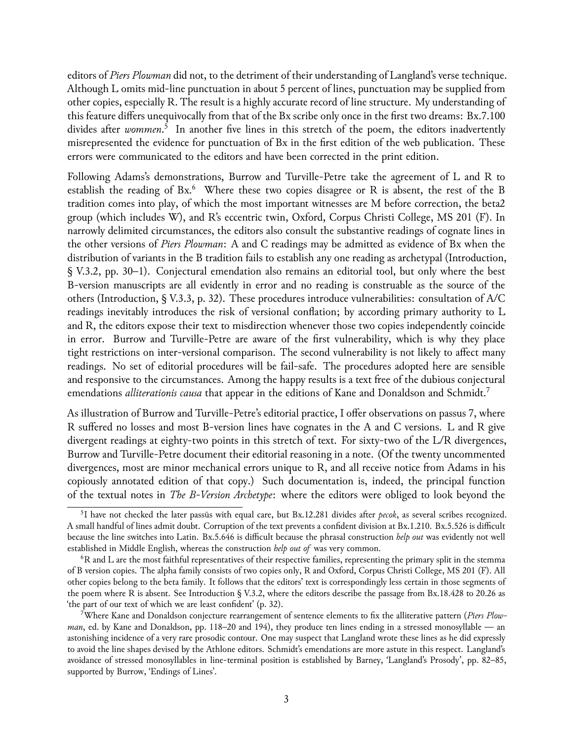editors of *Piers Plowman* did not, to the detriment of their understanding of Langland's verse technique. Although L omits mid-line punctuation in about 5 percent of lines, punctuation may be supplied from other copies, especially R. The result is a highly accurate record of line structure. My understanding of this feature differs unequivocally from that of the Bx scribe only once in the first two dreams: Bx.7.100 divides after *wommen*.[5] In another five lines in this stretch of the poem, the editors inadvertently misrepresented the evidence for punctuation of Bx in the first edition of the web publication. These errors were communicated to the editors and have been corrected in the print edition.

Following Adams's demonstrations, Burrow and Turville-Petre take the agreement of L and R to establish the reading of Bx.[6] Where these two copies disagree or R is absent, the rest of the B tradition comes into play, of which the most important witnesses are M before correction, the beta2 group (which includes W), and R's eccentric twin, Oxford, Corpus Christi College, MS 201 (F). In narrowly delimited circumstances, the editors also consult the substantive readings of cognate lines in the other versions of *Piers Plowman*: A and C readings may be admitted as evidence of Bx when the distribution of variants in the B tradition fails to establish any one reading as archetypal (Introduction, § V.3.2, pp. 30–1). Conjectural emendation also remains an editorial tool, but only where the best B-version manuscripts are all evidently in error and no reading is construable as the source of the others (Introduction, § V.3.3, p. 32). These procedures introduce vulnerabilities: consultation of A/C readings inevitably introduces the risk of versional conflation; by according primary authority to L and R, the editors expose their text to misdirection whenever those two copies independently coincide in error. Burrow and Turville-Petre are aware of the first vulnerability, which is why they place tight restrictions on inter-versional comparison. The second vulnerability is not likely to affect many readings. No set of editorial procedures will be fail-safe. The procedures adopted here are sensible and responsive to the circumstances. Among the happy results is a text free of the dubious conjectural emendations *alliterationis causa* that appear in the editions of Kane and Donaldson and Schmidt.[7]

As illustration of Burrow and Turville-Petre's editorial practice, I offer observations on passus 7, where R suffered no losses and most B-version lines have cognates in the A and C versions. L and R give divergent readings at eighty-two points in this stretch of text. For sixty-two of the L/R divergences, Burrow and Turville-Petre document their editorial reasoning in a note. (Of the twenty uncommented divergences, most are minor mechanical errors unique to R, and all receive notice from Adams in his copiously annotated edition of that copy.) Such documentation is, indeed, the principal function of the textual notes in *The B-Version Archetype*: where the editors were obliged to look beyond the

---

[5] I have not checked the later passūs with equal care, but Bx.12.281 divides after *pecok*, as several scribes recognized. A small handful of lines admit doubt. Corruption of the text prevents a confident division at Bx.1.210. Bx.5.526 is difficult because the line switches into Latin. Bx.5.646 is difficult because the phrasal construction *help out* was evidently not well established in Middle English, whereas the construction *help out of* was very common.

[6] R and L are the most faithful representatives of their respective families, representing the primary split in the stemma of B version copies. The alpha family consists of two copies only, R and Oxford, Corpus Christi College, MS 201 (F). All other copies belong to the beta family. It follows that the editors' text is correspondingly less certain in those segments of the poem where R is absent. See Introduction § V.3.2, where the editors describe the passage from Bx.18.428 to 20.26 as 'the part of our text of which we are least confident' (p. 32).

[7] Where Kane and Donaldson conjecture rearrangement of sentence elements to fix the alliterative pattern (*Piers Plowman*, ed. by Kane and Donaldson, pp. 118–20 and 194), they produce ten lines ending in a stressed monosyllable — an astonishing incidence of a very rare prosodic contour. One may suspect that Langland wrote these lines as he did expressly to avoid the line shapes devised by the Athlone editors. Schmidt's emendations are more astute in this respect. Langland's avoidance of stressed monosyllables in line-terminal position is established by Barney, 'Langland's Prosody', pp. 82–85, supported by Burrow, 'Endings of Lines'.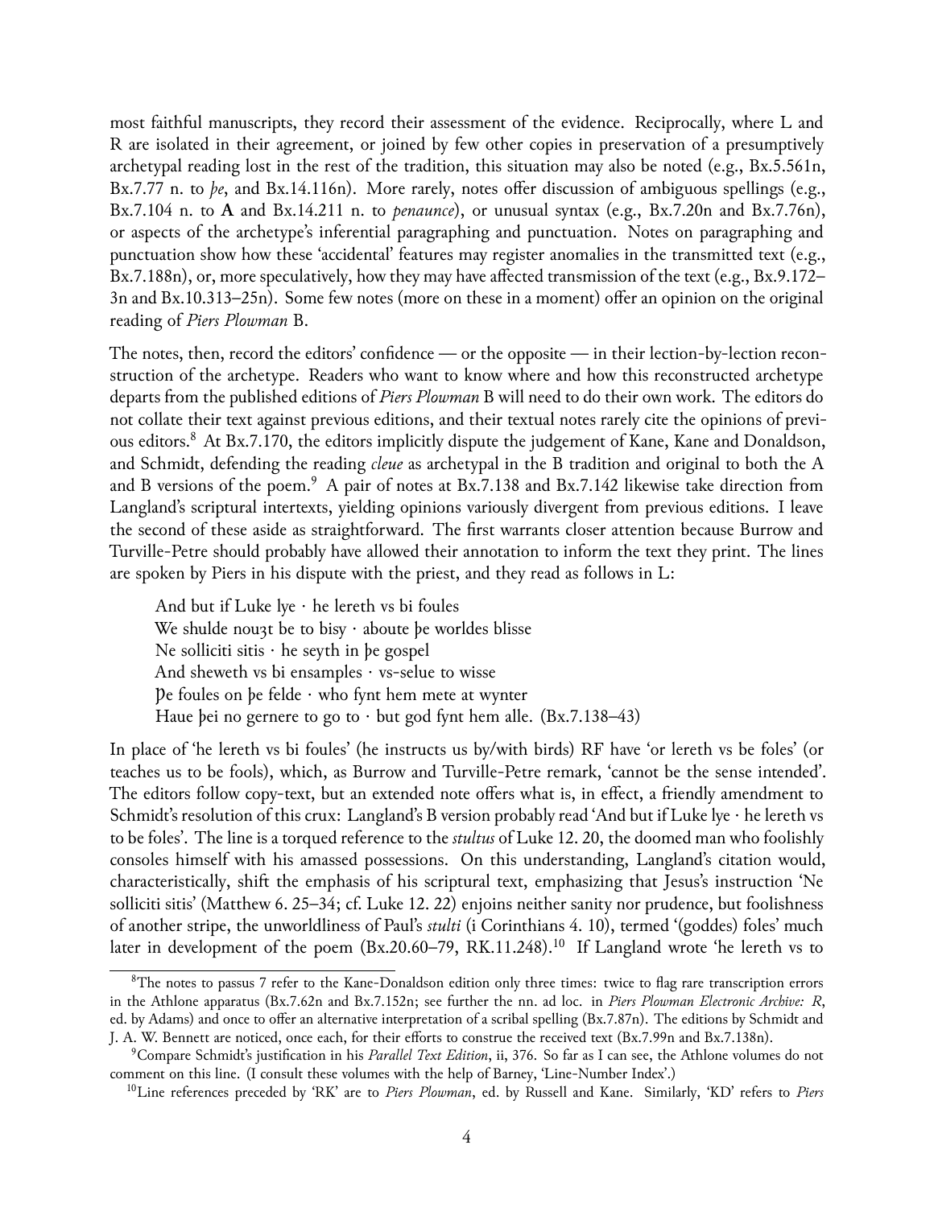most faithful manuscripts, they record their assessment of the evidence. Reciprocally, where L and R are isolated in their agreement, or joined by few other copies in preservation of a presumptively archetypal reading lost in the rest of the tradition, this situation may also be noted (e.g., Bx.5.561n, Bx.7.77 n. to *þe*, and Bx.14.116n). More rarely, notes offer discussion of ambiguous spellings (e.g., Bx.7.104 n. to **A** and Bx.14.211 n. to *penaunce*), or unusual syntax (e.g., Bx.7.20n and Bx.7.76n), or aspects of the archetype's inferential paragraphing and punctuation. Notes on paragraphing and punctuation show how these 'accidental' features may register anomalies in the transmitted text (e.g., Bx.7.188n), or, more speculatively, how they may have affected transmission of the text (e.g., Bx.9.172–3n and Bx.10.313–25n). Some few notes (more on these in a moment) offer an opinion on the original reading of *Piers Plowman* B.

The notes, then, record the editors' confidence — or the opposite — in their lection-by-lection reconstruction of the archetype. Readers who want to know where and how this reconstructed archetype departs from the published editions of *Piers Plowman* B will need to do their own work. The editors do not collate their text against previous editions, and their textual notes rarely cite the opinions of previous editors.[8] At Bx.7.170, the editors implicitly dispute the judgement of Kane, Kane and Donaldson, and Schmidt, defending the reading *cleue* as archetypal in the B tradition and original to both the A and B versions of the poem.[9] A pair of notes at Bx.7.138 and Bx.7.142 likewise take direction from Langland's scriptural intertexts, yielding opinions variously divergent from previous editions. I leave the second of these aside as straightforward. The first warrants closer attention because Burrow and Turville-Petre should probably have allowed their annotation to inform the text they print. The lines are spoken by Piers in his dispute with the priest, and they read as follows in L:

> And but if Luke lye · he lereth vs bi foules
> We shulde nouȝt be to bisy · aboute þe worldes blisse
> Ne solliciti sitis · he seyth in þe gospel
> And sheweth vs bi ensamples · vs-selue to wisse
> Þe foules on þe felde · who fynt hem mete at wynter
> Haue þei no gernere to go to · but god fynt hem alle. (Bx.7.138–43)

In place of 'he lereth vs bi foules' (he instructs us by/with birds) RF have 'or lereth vs be foles' (or teaches us to be fools), which, as Burrow and Turville-Petre remark, 'cannot be the sense intended'. The editors follow copy-text, but an extended note offers what is, in effect, a friendly amendment to Schmidt's resolution of this crux: Langland's B version probably read 'And but if Luke lye · he lereth vs to be foles'. The line is a torqued reference to the *stultus* of Luke 12. 20, the doomed man who foolishly consoles himself with his amassed possessions. On this understanding, Langland's citation would, characteristically, shift the emphasis of his scriptural text, emphasizing that Jesus's instruction 'Ne solliciti sitis' (Matthew 6. 25–34; cf. Luke 12. 22) enjoins neither sanity nor prudence, but foolishness of another stripe, the unworldliness of Paul's *stulti* (i Corinthians 4. 10), termed '(goddes) foles' much later in development of the poem (Bx.20.60–79, RK.11.248).[10] If Langland wrote 'he lereth vs to

---

[8] The notes to passus 7 refer to the Kane-Donaldson edition only three times: twice to flag rare transcription errors in the Athlone apparatus (Bx.7.62n and Bx.7.152n; see further the nn. ad loc. in *Piers Plowman Electronic Archive: R*, ed. by Adams) and once to offer an alternative interpretation of a scribal spelling (Bx.7.87n). The editions by Schmidt and J. A. W. Bennett are noticed, once each, for their efforts to construe the received text (Bx.7.99n and Bx.7.138n).

[9] Compare Schmidt's justification in his *Parallel Text Edition*, ii, 376. So far as I can see, the Athlone volumes do not comment on this line. (I consult these volumes with the help of Barney, 'Line-Number Index'.)

[10] Line references preceded by 'RK' are to *Piers Plowman*, ed. by Russell and Kane. Similarly, 'KD' refers to *Piers*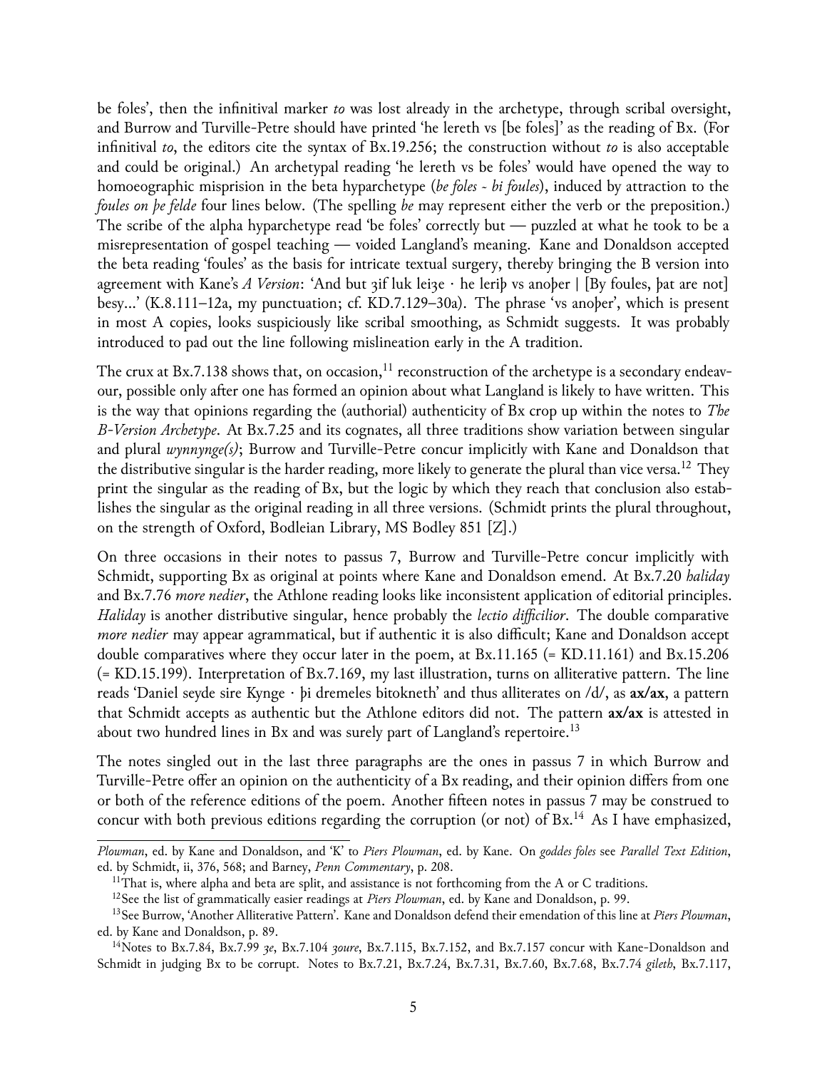be foles', then the infinitival marker *to* was lost already in the archetype, through scribal oversight, and Burrow and Turville-Petre should have printed 'he lereth vs [be foles]' as the reading of Bx. (For infinitival *to*, the editors cite the syntax of Bx.19.256; the construction without *to* is also acceptable and could be original.) An archetypal reading 'he lereth vs be foles' would have opened the way to homoeographic misprision in the beta hyparchetype (*be foles* ~ *bi foules*), induced by attraction to the *foules on þe felde* four lines below. (The spelling *be* may represent either the verb or the preposition.) The scribe of the alpha hyparchetype read 'be foles' correctly but — puzzled at what he took to be a misrepresentation of gospel teaching — voided Langland's meaning. Kane and Donaldson accepted the beta reading 'foules' as the basis for intricate textual surgery, thereby bringing the B version into agreement with Kane's *A Version*: 'And but ȝif luk leiȝe · he leriþ vs anoþer | [By foules, þat are not] besy…' (K.8.111–12a, my punctuation; cf. KD.7.129–30a). The phrase 'vs anoþer', which is present in most A copies, looks suspiciously like scribal smoothing, as Schmidt suggests. It was probably introduced to pad out the line following mislineation early in the A tradition.

The crux at Bx.7.138 shows that, on occasion,[11] reconstruction of the archetype is a secondary endeavour, possible only after one has formed an opinion about what Langland is likely to have written. This is the way that opinions regarding the (authorial) authenticity of Bx crop up within the notes to *The B-Version Archetype*. At Bx.7.25 and its cognates, all three traditions show variation between singular and plural *wynnynge(s)*; Burrow and Turville-Petre concur implicitly with Kane and Donaldson that the distributive singular is the harder reading, more likely to generate the plural than vice versa.[12] They print the singular as the reading of Bx, but the logic by which they reach that conclusion also establishes the singular as the original reading in all three versions. (Schmidt prints the plural throughout, on the strength of Oxford, Bodleian Library, MS Bodley 851 [Z].)

On three occasions in their notes to passus 7, Burrow and Turville-Petre concur implicitly with Schmidt, supporting Bx as original at points where Kane and Donaldson emend. At Bx.7.20 *haliday* and Bx.7.76 *more nedier*, the Athlone reading looks like inconsistent application of editorial principles. *Haliday* is another distributive singular, hence probably the *lectio difficilior*. The double comparative *more nedier* may appear agrammatical, but if authentic it is also difficult; Kane and Donaldson accept double comparatives where they occur later in the poem, at Bx.11.165 (= KD.11.161) and Bx.15.206 (= KD.15.199). Interpretation of Bx.7.169, my last illustration, turns on alliterative pattern. The line reads 'Daniel seyde sire Kynge · þi dremeles bitokneth' and thus alliterates on /d/, as **ax/ax**, a pattern that Schmidt accepts as authentic but the Athlone editors did not. The pattern **ax/ax** is attested in about two hundred lines in Bx and was surely part of Langland's repertoire.[13]

The notes singled out in the last three paragraphs are the ones in passus 7 in which Burrow and Turville-Petre offer an opinion on the authenticity of a Bx reading, and their opinion differs from one or both of the reference editions of the poem. Another fifteen notes in passus 7 may be construed to concur with both previous editions regarding the corruption (or not) of Bx.[14] As I have emphasized,

---

*Plowman*, ed. by Kane and Donaldson, and 'K' to *Piers Plowman*, ed. by Kane. On *goddes foles* see *Parallel Text Edition*, ed. by Schmidt, ii, 376, 568; and Barney, *Penn Commentary*, p. 208.

[11] That is, where alpha and beta are split, and assistance is not forthcoming from the A or C traditions.

[12] See the list of grammatically easier readings at *Piers Plowman*, ed. by Kane and Donaldson, p. 99.

[13] See Burrow, 'Another Alliterative Pattern'. Kane and Donaldson defend their emendation of this line at *Piers Plowman*, ed. by Kane and Donaldson, p. 89.

[14] Notes to Bx.7.84, Bx.7.99 *ȝe*, Bx.7.104 *ȝoure*, Bx.7.115, Bx.7.152, and Bx.7.157 concur with Kane-Donaldson and Schmidt in judging Bx to be corrupt. Notes to Bx.7.21, Bx.7.24, Bx.7.31, Bx.7.60, Bx.7.68, Bx.7.74 *gileth*, Bx.7.117,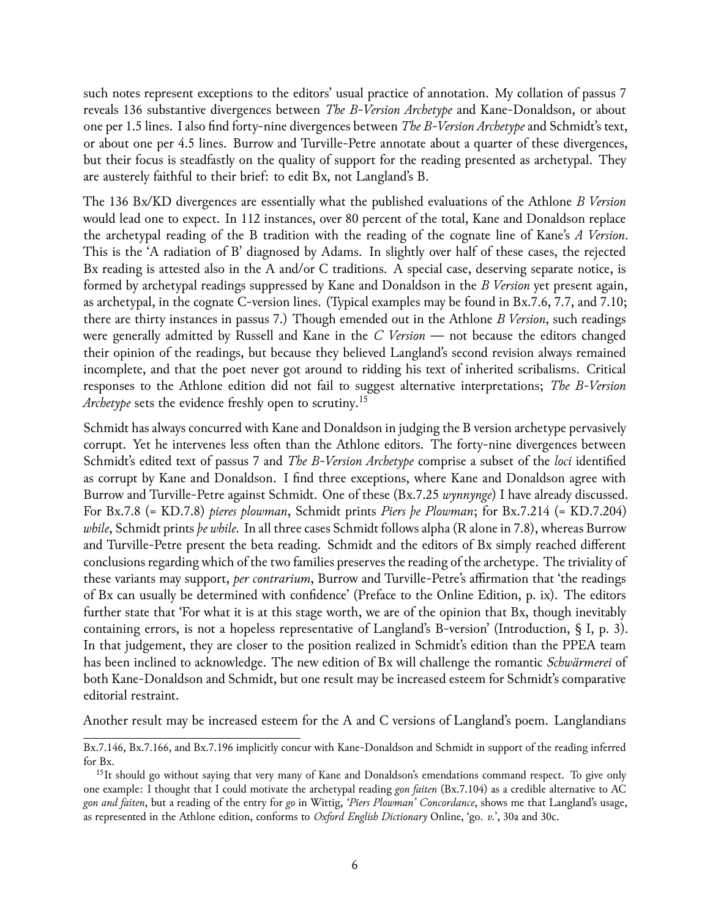such notes represent exceptions to the editors' usual practice of annotation. My collation of passus 7 reveals 136 substantive divergences between *The B-Version Archetype* and Kane-Donaldson, or about one per 1.5 lines. I also find forty-nine divergences between *The B-Version Archetype* and Schmidt's text, or about one per 4.5 lines. Burrow and Turville-Petre annotate about a quarter of these divergences, but their focus is steadfastly on the quality of support for the reading presented as archetypal. They are austerely faithful to their brief: to edit Bx, not Langland's B.

The 136 Bx/KD divergences are essentially what the published evaluations of the Athlone *B Version* would lead one to expect. In 112 instances, over 80 percent of the total, Kane and Donaldson replace the archetypal reading of the B tradition with the reading of the cognate line of Kane's *A Version*. This is the 'A radiation of B' diagnosed by Adams. In slightly over half of these cases, the rejected Bx reading is attested also in the A and/or C traditions. A special case, deserving separate notice, is formed by archetypal readings suppressed by Kane and Donaldson in the *B Version* yet present again, as archetypal, in the cognate C-version lines. (Typical examples may be found in Bx.7.6, 7.7, and 7.10; there are thirty instances in passus 7.) Though emended out in the Athlone *B Version*, such readings were generally admitted by Russell and Kane in the *C Version* — not because the editors changed their opinion of the readings, but because they believed Langland's second revision always remained incomplete, and that the poet never got around to ridding his text of inherited scribalisms. Critical responses to the Athlone edition did not fail to suggest alternative interpretations; *The B-Version Archetype* sets the evidence freshly open to scrutiny.[15]

Schmidt has always concurred with Kane and Donaldson in judging the B version archetype pervasively corrupt. Yet he intervenes less often than the Athlone editors. The forty-nine divergences between Schmidt's edited text of passus 7 and *The B-Version Archetype* comprise a subset of the *loci* identified as corrupt by Kane and Donaldson. I find three exceptions, where Kane and Donaldson agree with Burrow and Turville-Petre against Schmidt. One of these (Bx.7.25 *wynnynge*) I have already discussed. For Bx.7.8 (= KD.7.8) *pieres plowman*, Schmidt prints *Piers þe Plowman*; for Bx.7.214 (= KD.7.204) *while*, Schmidt prints *þe while*. In all three cases Schmidt follows alpha (R alone in 7.8), whereas Burrow and Turville-Petre present the beta reading. Schmidt and the editors of Bx simply reached different conclusions regarding which of the two families preserves the reading of the archetype. The triviality of these variants may support, *per contrarium*, Burrow and Turville-Petre's affirmation that 'the readings of Bx can usually be determined with confidence' (Preface to the Online Edition, p. ix). The editors further state that 'For what it is at this stage worth, we are of the opinion that Bx, though inevitably containing errors, is not a hopeless representative of Langland's B-version' (Introduction, § I, p. 3). In that judgement, they are closer to the position realized in Schmidt's edition than the PPEA team has been inclined to acknowledge. The new edition of Bx will challenge the romantic *Schwärmerei* of both Kane-Donaldson and Schmidt, but one result may be increased esteem for Schmidt's comparative editorial restraint.

Another result may be increased esteem for the A and C versions of Langland's poem. Langlandians

---

Bx.7.146, Bx.7.166, and Bx.7.196 implicitly concur with Kane-Donaldson and Schmidt in support of the reading inferred for Bx.

[15] It should go without saying that very many of Kane and Donaldson's emendations command respect. To give only one example: I thought that I could motivate the archetypal reading *gon faiten* (Bx.7.104) as a credible alternative to AC *gon and faiten*, but a reading of the entry for *go* in Wittig, *'Piers Plowman' Concordance*, shows me that Langland's usage, as represented in the Athlone edition, conforms to *Oxford English Dictionary* Online, 'go. *v.*', 30a and 30c.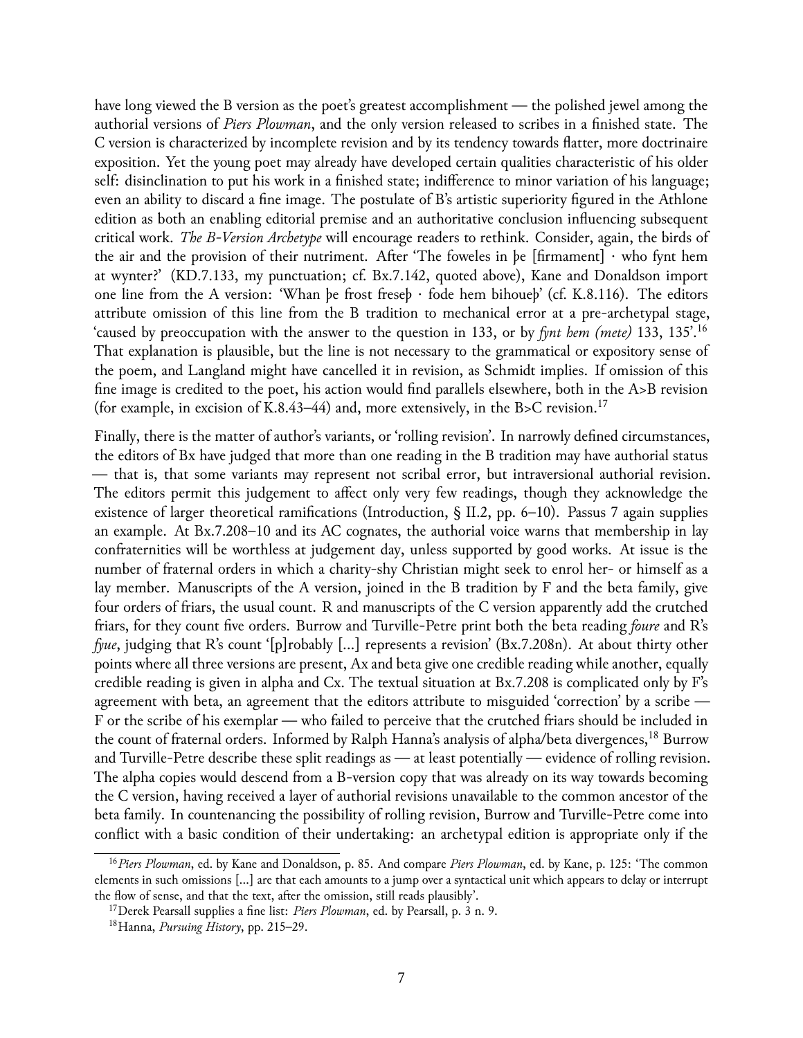have long viewed the B version as the poet's greatest accomplishment — the polished jewel among the authorial versions of *Piers Plowman*, and the only version released to scribes in a finished state. The C version is characterized by incomplete revision and by its tendency towards flatter, more doctrinaire exposition. Yet the young poet may already have developed certain qualities characteristic of his older self: disinclination to put his work in a finished state; indifference to minor variation of his language; even an ability to discard a fine image. The postulate of B's artistic superiority figured in the Athlone edition as both an enabling editorial premise and an authoritative conclusion influencing subsequent critical work. *The B-Version Archetype* will encourage readers to rethink. Consider, again, the birds of the air and the provision of their nutriment. After 'The foweles in þe [firmament] · who fynt hem at wynter?' (KD.7.133, my punctuation; cf. Bx.7.142, quoted above), Kane and Donaldson import one line from the A version: 'Whan þe frost freseþ · fode hem bihoueþ' (cf. K.8.116). The editors attribute omission of this line from the B tradition to mechanical error at a pre-archetypal stage, 'caused by preoccupation with the answer to the question in 133, or by *fynt hem (mete)* 133, 135'.[16] That explanation is plausible, but the line is not necessary to the grammatical or expository sense of the poem, and Langland might have cancelled it in revision, as Schmidt implies. If omission of this fine image is credited to the poet, his action would find parallels elsewhere, both in the A>B revision (for example, in excision of K.8.43–44) and, more extensively, in the B>C revision.[17]

Finally, there is the matter of author's variants, or 'rolling revision'. In narrowly defined circumstances, the editors of Bx have judged that more than one reading in the B tradition may have authorial status — that is, that some variants may represent not scribal error, but intraversional authorial revision. The editors permit this judgement to affect only very few readings, though they acknowledge the existence of larger theoretical ramifications (Introduction, § II.2, pp. 6–10). Passus 7 again supplies an example. At Bx.7.208–10 and its AC cognates, the authorial voice warns that membership in lay confraternities will be worthless at judgement day, unless supported by good works. At issue is the number of fraternal orders in which a charity-shy Christian might seek to enrol her- or himself as a lay member. Manuscripts of the A version, joined in the B tradition by F and the beta family, give four orders of friars, the usual count. R and manuscripts of the C version apparently add the crutched friars, for they count five orders. Burrow and Turville-Petre print both the beta reading *foure* and R's *fyue*, judging that R's count '[p]robably [...] represents a revision' (Bx.7.208n). At about thirty other points where all three versions are present, Ax and beta give one credible reading while another, equally credible reading is given in alpha and Cx. The textual situation at Bx.7.208 is complicated only by F's agreement with beta, an agreement that the editors attribute to misguided 'correction' by a scribe — F or the scribe of his exemplar — who failed to perceive that the crutched friars should be included in the count of fraternal orders. Informed by Ralph Hanna's analysis of alpha/beta divergences,[18] Burrow and Turville-Petre describe these split readings as — at least potentially — evidence of rolling revision. The alpha copies would descend from a B-version copy that was already on its way towards becoming the C version, having received a layer of authorial revisions unavailable to the common ancestor of the beta family. In countenancing the possibility of rolling revision, Burrow and Turville-Petre come into conflict with a basic condition of their undertaking: an archetypal edition is appropriate only if the

---

[16] *Piers Plowman*, ed. by Kane and Donaldson, p. 85. And compare *Piers Plowman*, ed. by Kane, p. 125: 'The common elements in such omissions [...] are that each amounts to a jump over a syntactical unit which appears to delay or interrupt the flow of sense, and that the text, after the omission, still reads plausibly'.

[17] Derek Pearsall supplies a fine list: *Piers Plowman*, ed. by Pearsall, p. 3 n. 9.

[18] Hanna, *Pursuing History*, pp. 215–29.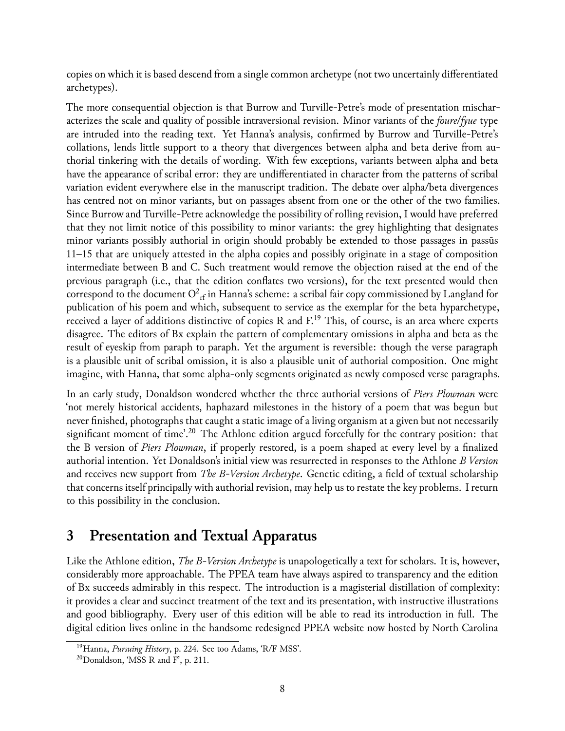copies on which it is based descend from a single common archetype (not two uncertainly differentiated archetypes).

The more consequential objection is that Burrow and Turville-Petre's mode of presentation mischaracterizes the scale and quality of possible intraversional revision. Minor variants of the *foure/fyue* type are intruded into the reading text. Yet Hanna's analysis, confirmed by Burrow and Turville-Petre's collations, lends little support to a theory that divergences between alpha and beta derive from authorial tinkering with the details of wording. With few exceptions, variants between alpha and beta have the appearance of scribal error: they are undifferentiated in character from the patterns of scribal variation evident everywhere else in the manuscript tradition. The debate over alpha/beta divergences has centred not on minor variants, but on passages absent from one or the other of the two families. Since Burrow and Turville-Petre acknowledge the possibility of rolling revision, I would have preferred that they not limit notice of this possibility to minor variants: the grey highlighting that designates minor variants possibly authorial in origin should probably be extended to those passages in passūs 11–15 that are uniquely attested in the alpha copies and possibly originate in a stage of composition intermediate between B and C. Such treatment would remove the objection raised at the end of the previous paragraph (i.e., that the edition conflates two versions), for the text presented would then correspond to the document $O^2_{rf}$ in Hanna's scheme: a scribal fair copy commissioned by Langland for publication of his poem and which, subsequent to service as the exemplar for the beta hyparchetype, received a layer of additions distinctive of copies R and F.[19] This, of course, is an area where experts disagree. The editors of Bx explain the pattern of complementary omissions in alpha and beta as the result of eyeskip from paraph to paraph. Yet the argument is reversible: though the verse paragraph is a plausible unit of scribal omission, it is also a plausible unit of authorial composition. One might imagine, with Hanna, that some alpha-only segments originated as newly composed verse paragraphs.

In an early study, Donaldson wondered whether the three authorial versions of *Piers Plowman* were 'not merely historical accidents, haphazard milestones in the history of a poem that was begun but never finished, photographs that caught a static image of a living organism at a given but not necessarily significant moment of time'.[20] The Athlone edition argued forcefully for the contrary position: that the B version of *Piers Plowman*, if properly restored, is a poem shaped at every level by a finalized authorial intention. Yet Donaldson's initial view was resurrected in responses to the Athlone *B Version* and receives new support from *The B-Version Archetype*. Genetic editing, a field of textual scholarship that concerns itself principally with authorial revision, may help us to restate the key problems. I return to this possibility in the conclusion.

## 3 Presentation and Textual Apparatus

Like the Athlone edition, *The B-Version Archetype* is unapologetically a text for scholars. It is, however, considerably more approachable. The PPEA team have always aspired to transparency and the edition of Bx succeeds admirably in this respect. The introduction is a magisterial distillation of complexity: it provides a clear and succinct treatment of the text and its presentation, with instructive illustrations and good bibliography. Every user of this edition will be able to read its introduction in full. The digital edition lives online in the handsome redesigned PPEA website now hosted by North Carolina

[19] Hanna, *Pursuing History*, p. 224. See too Adams, 'R/F MSS'.

[20] Donaldson, 'MSS R and F', p. 211.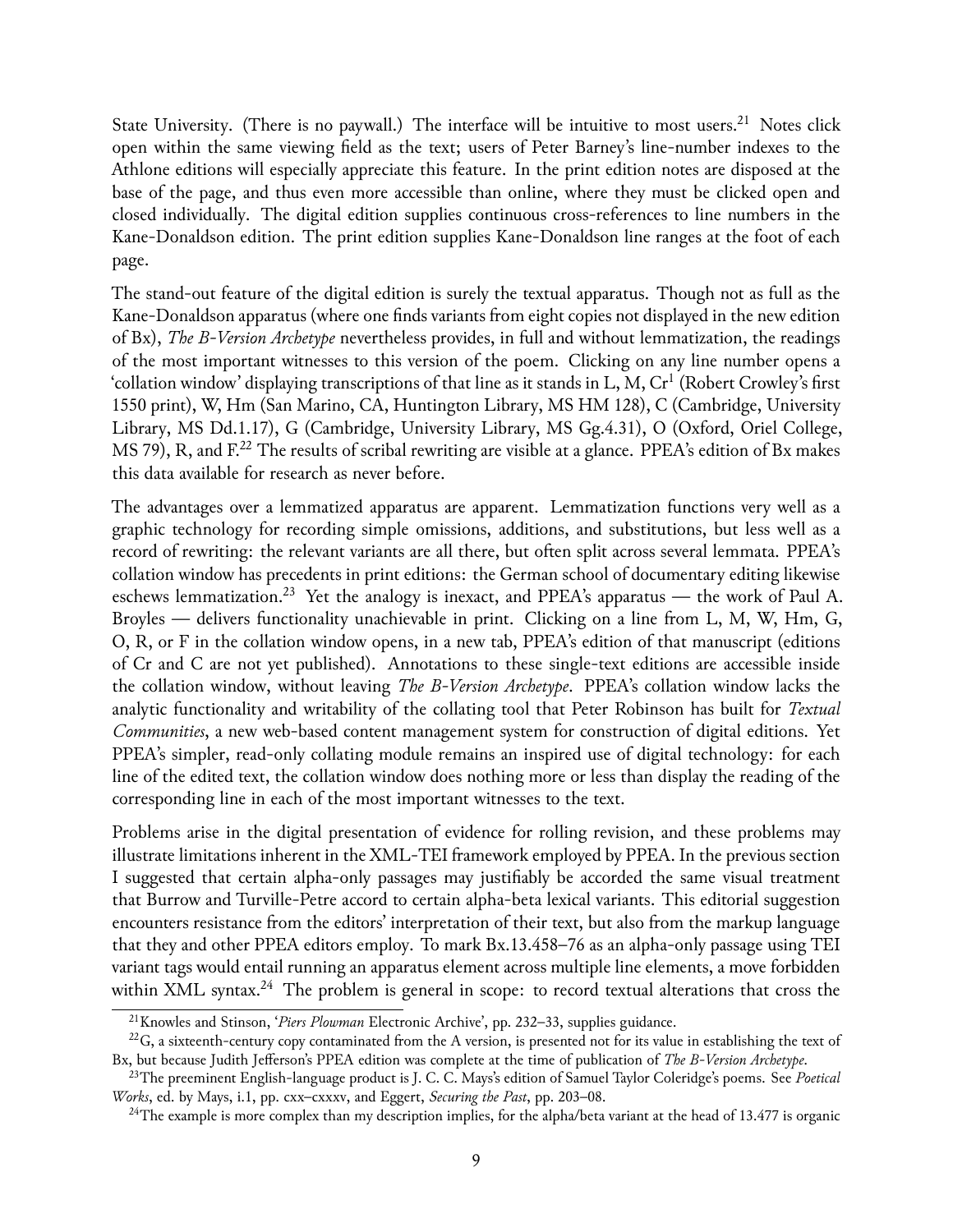State University. (There is no paywall.) The interface will be intuitive to most users.[21] Notes click open within the same viewing field as the text; users of Peter Barney's line-number indexes to the Athlone editions will especially appreciate this feature. In the print edition notes are disposed at the base of the page, and thus even more accessible than online, where they must be clicked open and closed individually. The digital edition supplies continuous cross-references to line numbers in the Kane-Donaldson edition. The print edition supplies Kane-Donaldson line ranges at the foot of each page.

The stand-out feature of the digital edition is surely the textual apparatus. Though not as full as the Kane-Donaldson apparatus (where one finds variants from eight copies not displayed in the new edition of Bx), *The B-Version Archetype* nevertheless provides, in full and without lemmatization, the readings of the most important witnesses to this version of the poem. Clicking on any line number opens a 'collation window' displaying transcriptions of that line as it stands in L, M, Cr[1] (Robert Crowley's first 1550 print), W, Hm (San Marino, CA, Huntington Library, MS HM 128), C (Cambridge, University Library, MS Dd.1.17), G (Cambridge, University Library, MS Gg.4.31), O (Oxford, Oriel College, MS 79), R, and F.[22] The results of scribal rewriting are visible at a glance. PPEA's edition of Bx makes this data available for research as never before.

The advantages over a lemmatized apparatus are apparent. Lemmatization functions very well as a graphic technology for recording simple omissions, additions, and substitutions, but less well as a record of rewriting: the relevant variants are all there, but often split across several lemmata. PPEA's collation window has precedents in print editions: the German school of documentary editing likewise eschews lemmatization.[23] Yet the analogy is inexact, and PPEA's apparatus — the work of Paul A. Broyles — delivers functionality unachievable in print. Clicking on a line from L, M, W, Hm, G, O, R, or F in the collation window opens, in a new tab, PPEA's edition of that manuscript (editions of Cr and C are not yet published). Annotations to these single-text editions are accessible inside the collation window, without leaving *The B-Version Archetype*. PPEA's collation window lacks the analytic functionality and writability of the collating tool that Peter Robinson has built for *Textual Communities*, a new web-based content management system for construction of digital editions. Yet PPEA's simpler, read-only collating module remains an inspired use of digital technology: for each line of the edited text, the collation window does nothing more or less than display the reading of the corresponding line in each of the most important witnesses to the text.

Problems arise in the digital presentation of evidence for rolling revision, and these problems may illustrate limitations inherent in the XML-TEI framework employed by PPEA. In the previous section I suggested that certain alpha-only passages may justifiably be accorded the same visual treatment that Burrow and Turville-Petre accord to certain alpha-beta lexical variants. This editorial suggestion encounters resistance from the editors' interpretation of their text, but also from the markup language that they and other PPEA editors employ. To mark Bx.13.458–76 as an alpha-only passage using TEI variant tags would entail running an apparatus element across multiple line elements, a move forbidden within XML syntax.[24] The problem is general in scope: to record textual alterations that cross the

[21] Knowles and Stinson, '*Piers Plowman* Electronic Archive', pp. 232–33, supplies guidance.

[22] G, a sixteenth-century copy contaminated from the A version, is presented not for its value in establishing the text of Bx, but because Judith Jefferson's PPEA edition was complete at the time of publication of *The B-Version Archetype*.

[23] The preeminent English-language product is J. C. C. Mays's edition of Samuel Taylor Coleridge's poems. See *Poetical Works*, ed. by Mays, i.1, pp. cxx–cxxxv, and Eggert, *Securing the Past*, pp. 203–08.

[24] The example is more complex than my description implies, for the alpha/beta variant at the head of 13.477 is organic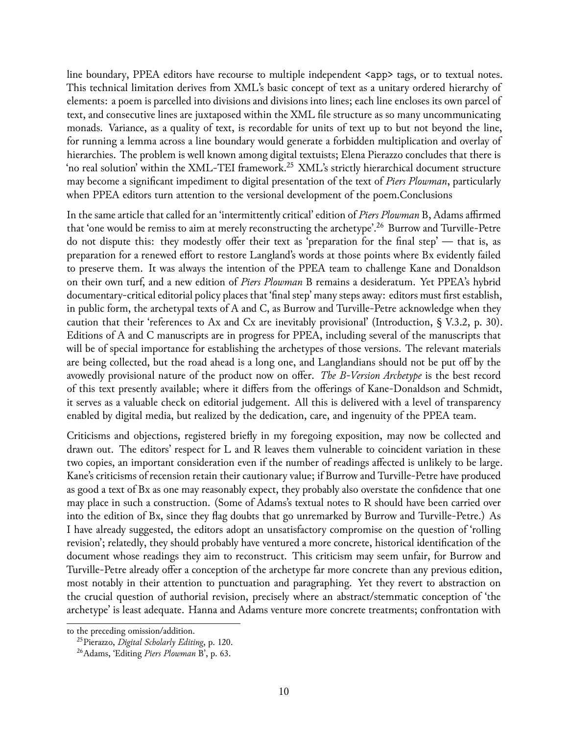line boundary, PPEA editors have recourse to multiple independent `<app>` tags, or to textual notes. This technical limitation derives from XML's basic concept of text as a unitary ordered hierarchy of elements: a poem is parcelled into divisions and divisions into lines; each line encloses its own parcel of text, and consecutive lines are juxtaposed within the XML file structure as so many uncommunicating monads. Variance, as a quality of text, is recordable for units of text up to but not beyond the line, for running a lemma across a line boundary would generate a forbidden multiplication and overlay of hierarchies. The problem is well known among digital textuists; Elena Pierazzo concludes that there is 'no real solution' within the XML-TEI framework.[25] XML's strictly hierarchical document structure may become a significant impediment to digital presentation of the text of *Piers Plowman*, particularly when PPEA editors turn attention to the versional development of the poem.Conclusions

In the same article that called for an 'intermittently critical' edition of *Piers Plowman* B, Adams affirmed that 'one would be remiss to aim at merely reconstructing the archetype'.[26] Burrow and Turville-Petre do not dispute this: they modestly offer their text as 'preparation for the final step' — that is, as preparation for a renewed effort to restore Langland's words at those points where Bx evidently failed to preserve them. It was always the intention of the PPEA team to challenge Kane and Donaldson on their own turf, and a new edition of *Piers Plowman* B remains a desideratum. Yet PPEA's hybrid documentary-critical editorial policy places that 'final step' many steps away: editors must first establish, in public form, the archetypal texts of A and C, as Burrow and Turville-Petre acknowledge when they caution that their 'references to Ax and Cx are inevitably provisional' (Introduction, § V.3.2, p. 30). Editions of A and C manuscripts are in progress for PPEA, including several of the manuscripts that will be of special importance for establishing the archetypes of those versions. The relevant materials are being collected, but the road ahead is a long one, and Langlandians should not be put off by the avowedly provisional nature of the product now on offer. *The B-Version Archetype* is the best record of this text presently available; where it differs from the offerings of Kane-Donaldson and Schmidt, it serves as a valuable check on editorial judgement. All this is delivered with a level of transparency enabled by digital media, but realized by the dedication, care, and ingenuity of the PPEA team.

Criticisms and objections, registered briefly in my foregoing exposition, may now be collected and drawn out. The editors' respect for L and R leaves them vulnerable to coincident variation in these two copies, an important consideration even if the number of readings affected is unlikely to be large. Kane's criticisms of recension retain their cautionary value; if Burrow and Turville-Petre have produced as good a text of Bx as one may reasonably expect, they probably also overstate the confidence that one may place in such a construction. (Some of Adams's textual notes to R should have been carried over into the edition of Bx, since they flag doubts that go unremarked by Burrow and Turville-Petre.) As I have already suggested, the editors adopt an unsatisfactory compromise on the question of 'rolling revision'; relatedly, they should probably have ventured a more concrete, historical identification of the document whose readings they aim to reconstruct. This criticism may seem unfair, for Burrow and Turville-Petre already offer a conception of the archetype far more concrete than any previous edition, most notably in their attention to punctuation and paragraphing. Yet they revert to abstraction on the crucial question of authorial revision, precisely where an abstract/stemmatic conception of 'the archetype' is least adequate. Hanna and Adams venture more concrete treatments; confrontation with

---

to the preceding omission/addition.

[25] Pierazzo, *Digital Scholarly Editing*, p. 120.

[26] Adams, 'Editing *Piers Plowman* B', p. 63.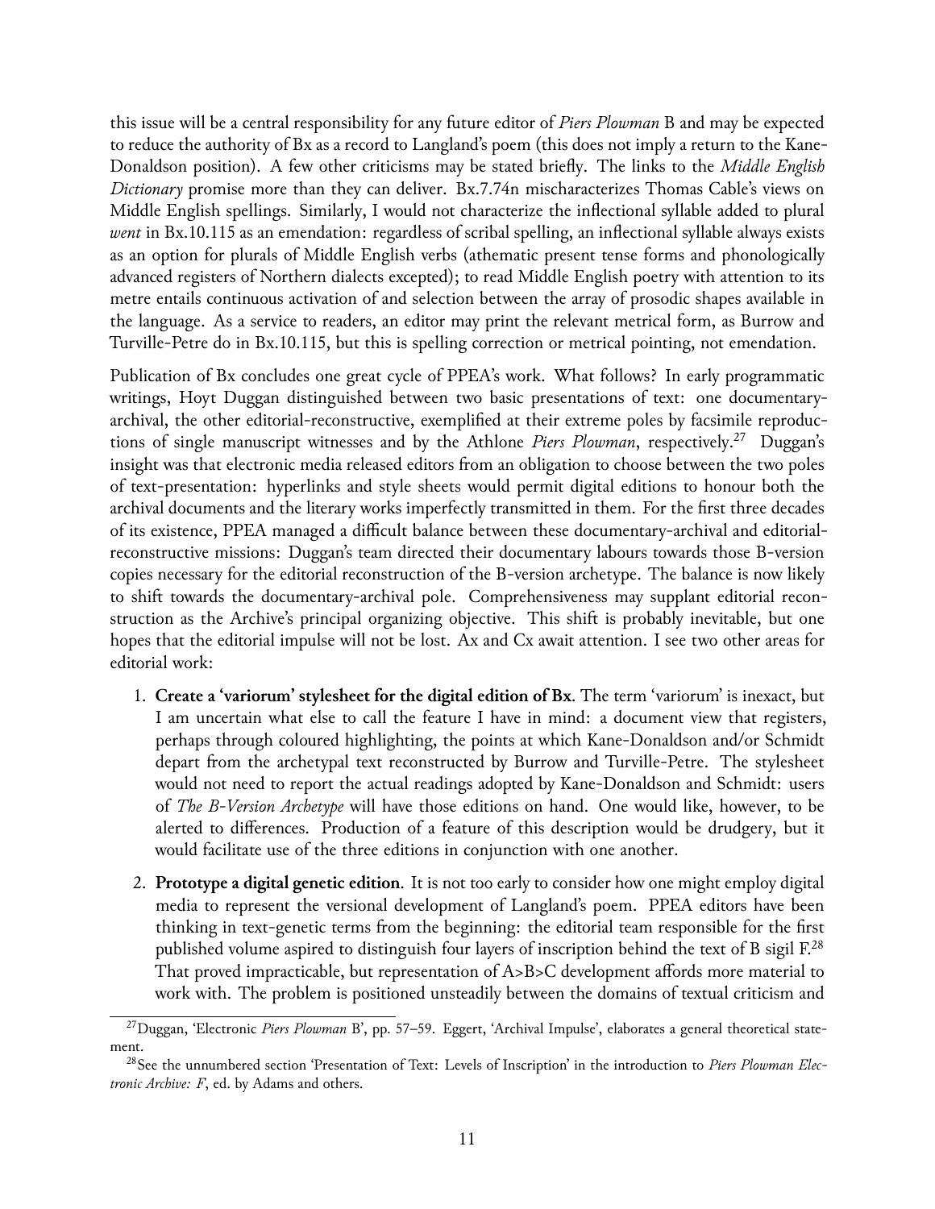this issue will be a central responsibility for any future editor of *Piers Plowman* B and may be expected to reduce the authority of Bx as a record to Langland's poem (this does not imply a return to the Kane-Donaldson position). A few other criticisms may be stated briefly. The links to the *Middle English Dictionary* promise more than they can deliver. Bx.7.74n mischaracterizes Thomas Cable's views on Middle English spellings. Similarly, I would not characterize the inflectional syllable added to plural *went* in Bx.10.115 as an emendation: regardless of scribal spelling, an inflectional syllable always exists as an option for plurals of Middle English verbs (athematic present tense forms and phonologically advanced registers of Northern dialects excepted); to read Middle English poetry with attention to its metre entails continuous activation of and selection between the array of prosodic shapes available in the language. As a service to readers, an editor may print the relevant metrical form, as Burrow and Turville-Petre do in Bx.10.115, but this is spelling correction or metrical pointing, not emendation.

Publication of Bx concludes one great cycle of PPEA's work. What follows? In early programmatic writings, Hoyt Duggan distinguished between two basic presentations of text: one documentary-archival, the other editorial-reconstructive, exemplified at their extreme poles by facsimile reproductions of single manuscript witnesses and by the Athlone *Piers Plowman*, respectively.[27] Duggan's insight was that electronic media released editors from an obligation to choose between the two poles of text-presentation: hyperlinks and style sheets would permit digital editions to honour both the archival documents and the literary works imperfectly transmitted in them. For the first three decades of its existence, PPEA managed a difficult balance between these documentary-archival and editorial-reconstructive missions: Duggan's team directed their documentary labours towards those B-version copies necessary for the editorial reconstruction of the B-version archetype. The balance is now likely to shift towards the documentary-archival pole. Comprehensiveness may supplant editorial reconstruction as the Archive's principal organizing objective. This shift is probably inevitable, but one hopes that the editorial impulse will not be lost. Ax and Cx await attention. I see two other areas for editorial work:

1. **Create a 'variorum' stylesheet for the digital edition of Bx**. The term 'variorum' is inexact, but I am uncertain what else to call the feature I have in mind: a document view that registers, perhaps through coloured highlighting, the points at which Kane-Donaldson and/or Schmidt depart from the archetypal text reconstructed by Burrow and Turville-Petre. The stylesheet would not need to report the actual readings adopted by Kane-Donaldson and Schmidt: users of *The B-Version Archetype* will have those editions on hand. One would like, however, to be alerted to differences. Production of a feature of this description would be drudgery, but it would facilitate use of the three editions in conjunction with one another.

2. **Prototype a digital genetic edition**. It is not too early to consider how one might employ digital media to represent the versional development of Langland's poem. PPEA editors have been thinking in text-genetic terms from the beginning: the editorial team responsible for the first published volume aspired to distinguish four layers of inscription behind the text of B sigil F.[28] That proved impracticable, but representation of A>B>C development affords more material to work with. The problem is positioned unsteadily between the domains of textual criticism and

---

[27] Duggan, 'Electronic *Piers Plowman* B', pp. 57–59. Eggert, 'Archival Impulse', elaborates a general theoretical statement.

[28] See the unnumbered section 'Presentation of Text: Levels of Inscription' in the introduction to *Piers Plowman Electronic Archive: F*, ed. by Adams and others.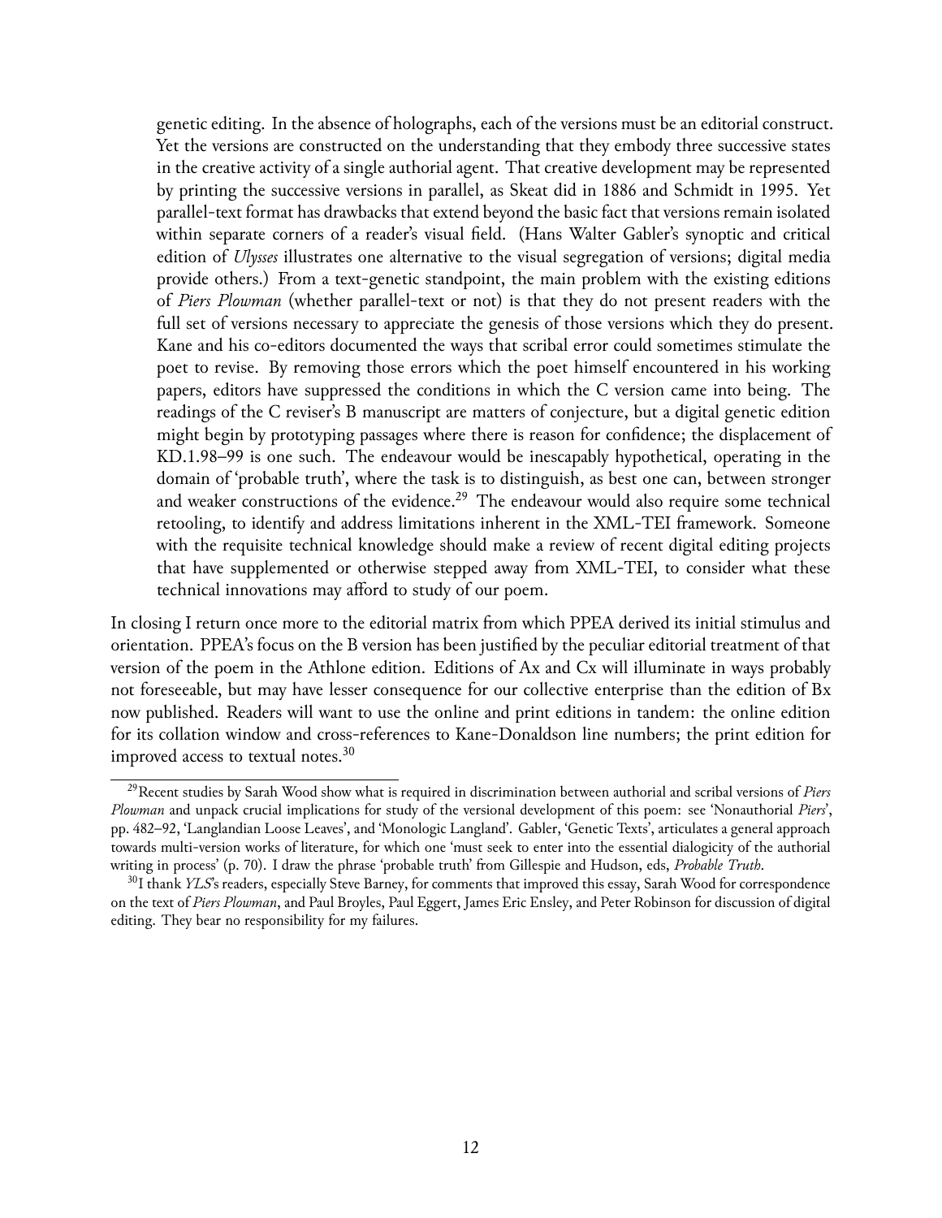genetic editing. In the absence of holographs, each of the versions must be an editorial construct. Yet the versions are constructed on the understanding that they embody three successive states in the creative activity of a single authorial agent. That creative development may be represented by printing the successive versions in parallel, as Skeat did in 1886 and Schmidt in 1995. Yet parallel-text format has drawbacks that extend beyond the basic fact that versions remain isolated within separate corners of a reader's visual field. (Hans Walter Gabler's synoptic and critical edition of *Ulysses* illustrates one alternative to the visual segregation of versions; digital media provide others.) From a text-genetic standpoint, the main problem with the existing editions of *Piers Plowman* (whether parallel-text or not) is that they do not present readers with the full set of versions necessary to appreciate the genesis of those versions which they do present. Kane and his co-editors documented the ways that scribal error could sometimes stimulate the poet to revise. By removing those errors which the poet himself encountered in his working papers, editors have suppressed the conditions in which the C version came into being. The readings of the C reviser's B manuscript are matters of conjecture, but a digital genetic edition might begin by prototyping passages where there is reason for confidence; the displacement of KD.1.98–99 is one such. The endeavour would be inescapably hypothetical, operating in the domain of 'probable truth', where the task is to distinguish, as best one can, between stronger and weaker constructions of the evidence.[29] The endeavour would also require some technical retooling, to identify and address limitations inherent in the XML-TEI framework. Someone with the requisite technical knowledge should make a review of recent digital editing projects that have supplemented or otherwise stepped away from XML-TEI, to consider what these technical innovations may afford to study of our poem.

In closing I return once more to the editorial matrix from which PPEA derived its initial stimulus and orientation. PPEA's focus on the B version has been justified by the peculiar editorial treatment of that version of the poem in the Athlone edition. Editions of Ax and Cx will illuminate in ways probably not foreseeable, but may have lesser consequence for our collective enterprise than the edition of Bx now published. Readers will want to use the online and print editions in tandem: the online edition for its collation window and cross-references to Kane-Donaldson line numbers; the print edition for improved access to textual notes.[30]

---

[29] Recent studies by Sarah Wood show what is required in discrimination between authorial and scribal versions of *Piers Plowman* and unpack crucial implications for study of the versional development of this poem: see 'Nonauthorial *Piers*', pp. 482–92, 'Langlandian Loose Leaves', and 'Monologic Langland'. Gabler, 'Genetic Texts', articulates a general approach towards multi-version works of literature, for which one 'must seek to enter into the essential dialogicity of the authorial writing in process' (p. 70). I draw the phrase 'probable truth' from Gillespie and Hudson, eds, *Probable Truth*.

[30] I thank *YLS*'s readers, especially Steve Barney, for comments that improved this essay, Sarah Wood for correspondence on the text of *Piers Plowman*, and Paul Broyles, Paul Eggert, James Eric Ensley, and Peter Robinson for discussion of digital editing. They bear no responsibility for my failures.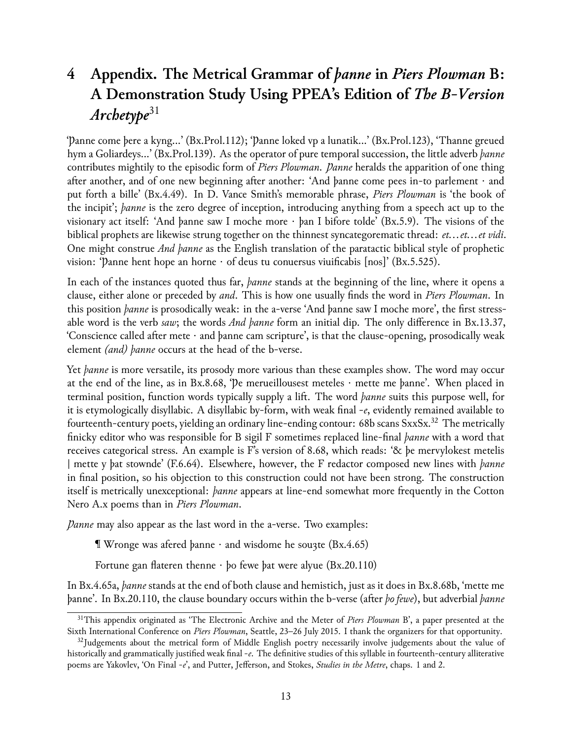# 4 Appendix. The Metrical Grammar of *þanne* in *Piers Plowman* B: A Demonstration Study Using PPEA's Edition of *The B-Version Archetype*[31]

'Þanne come þere a kyng…' (Bx.Prol.112); 'Þanne loked vp a lunatik…' (Bx.Prol.123), 'Thanne greued hym a Goliardeys…' (Bx.Prol.139). As the operator of pure temporal succession, the little adverb *þanne* contributes mightily to the episodic form of *Piers Plowman*. *Þanne* heralds the apparition of one thing after another, and of one new beginning after another: 'And þanne come pees in-to parlement · and put forth a bille' (Bx.4.49). In D. Vance Smith's memorable phrase, *Piers Plowman* is 'the book of the incipit'; *þanne* is the zero degree of inception, introducing anything from a speech act up to the visionary act itself: 'And þanne saw I moche more · þan I bifore tolde' (Bx.5.9). The visions of the biblical prophets are likewise strung together on the thinnest syncategorematic thread: *et…et…et vidi*. One might construe *And þanne* as the English translation of the paratactic biblical style of prophetic vision: 'Þanne hent hope an horne · of deus tu conuersus viuificabis [nos]' (Bx.5.525).

In each of the instances quoted thus far, *þanne* stands at the beginning of the line, where it opens a clause, either alone or preceded by *and*. This is how one usually finds the word in *Piers Plowman*. In this position *þanne* is prosodically weak: in the a-verse 'And þanne saw I moche more', the first stressable word is the verb *saw*; the words *And þanne* form an initial dip. The only difference in Bx.13.37, 'Conscience called after mete · and þanne cam scripture', is that the clause-opening, prosodically weak element *(and) þanne* occurs at the head of the b-verse.

Yet *þanne* is more versatile, its prosody more various than these examples show. The word may occur at the end of the line, as in Bx.8.68, 'Þe merueillousest meteles · mette me þanne'. When placed in terminal position, function words typically supply a lift. The word *þanne* suits this purpose well, for it is etymologically disyllabic. A disyllabic by-form, with weak final *-e*, evidently remained available to fourteenth-century poets, yielding an ordinary line-ending contour: 68b scans SxxSx.[32] The metrically finicky editor who was responsible for B sigil F sometimes replaced line-final *þanne* with a word that receives categorical stress. An example is F's version of 8.68, which reads: '& þe mervylokest metelis | mette y þat stownde' (F.6.64). Elsewhere, however, the F redactor composed new lines with *þanne* in final position, so his objection to this construction could not have been strong. The construction itself is metrically unexceptional: *þanne* appears at line-end somewhat more frequently in the Cotton Nero A.x poems than in *Piers Plowman*.

*Þanne* may also appear as the last word in the a-verse. Two examples:

> ¶ Wronge was afered þanne · and wisdome he souȝte (Bx.4.65)
>
> Fortune gan flateren thenne · þo fewe þat were alyue (Bx.20.110)

In Bx.4.65a, *þanne* stands at the end of both clause and hemistich, just as it does in Bx.8.68b, 'mette me þanne'. In Bx.20.110, the clause boundary occurs within the b-verse (after *þo fewe*), but adverbial *þanne*

---

[31] This appendix originated as 'The Electronic Archive and the Meter of *Piers Plowman* B', a paper presented at the Sixth International Conference on *Piers Plowman*, Seattle, 23–26 July 2015. I thank the organizers for that opportunity.

[32] Judgements about the metrical form of Middle English poetry necessarily involve judgements about the value of historically and grammatically justified weak final *-e*. The definitive studies of this syllable in fourteenth-century alliterative poems are Yakovlev, 'On Final *-e*', and Putter, Jefferson, and Stokes, *Studies in the Metre*, chaps. 1 and 2.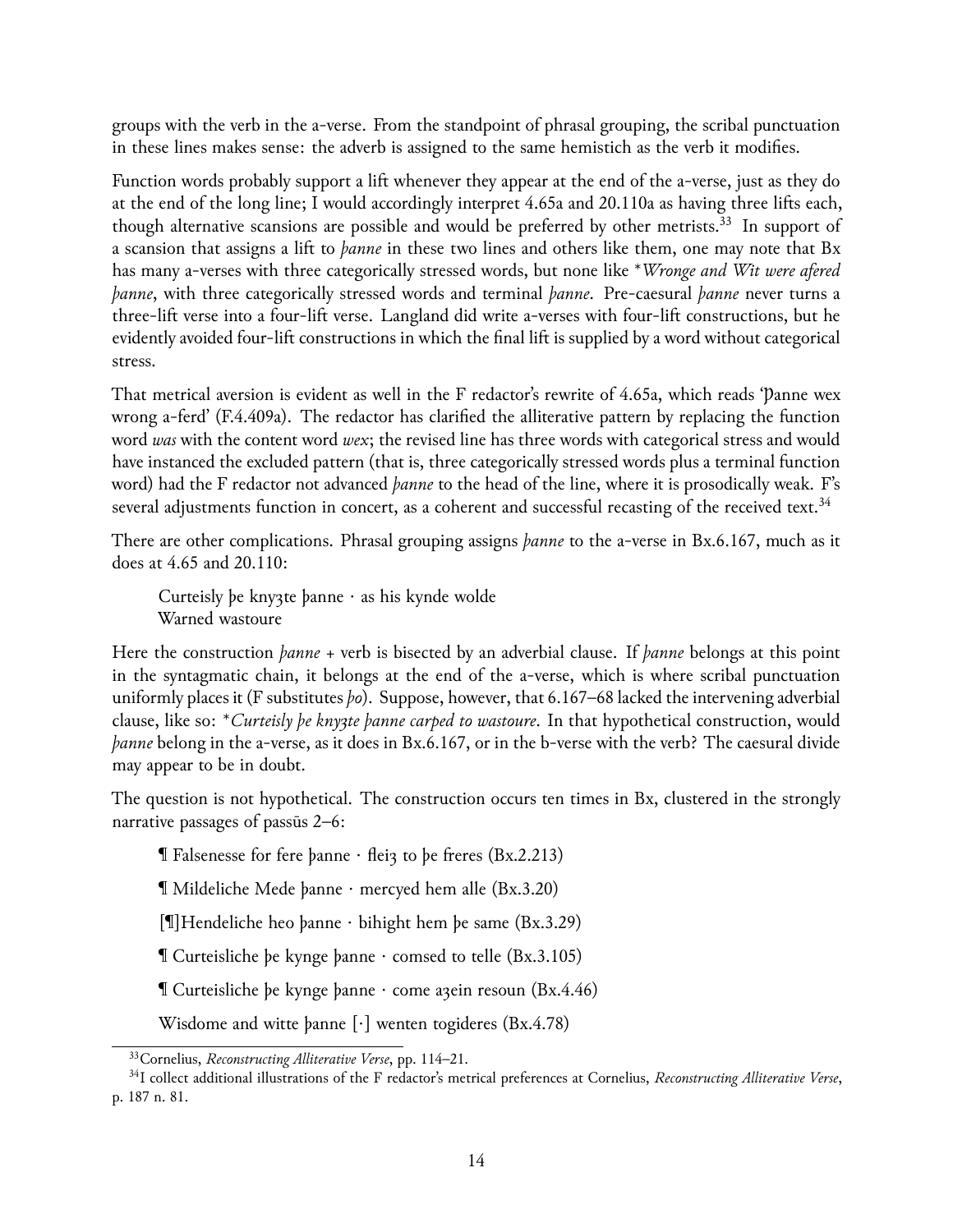groups with the verb in the a-verse. From the standpoint of phrasal grouping, the scribal punctuation in these lines makes sense: the adverb is assigned to the same hemistich as the verb it modifies.

Function words probably support a lift whenever they appear at the end of the a-verse, just as they do at the end of the long line; I would accordingly interpret 4.65a and 20.110a as having three lifts each, though alternative scansions are possible and would be preferred by other metrists.[33] In support of a scansion that assigns a lift to *þanne* in these two lines and others like them, one may note that Bx has many a-verses with three categorically stressed words, but none like \**Wronge and Wit were afered þanne*, with three categorically stressed words and terminal *þanne*. Pre-caesural *þanne* never turns a three-lift verse into a four-lift verse. Langland did write a-verses with four-lift constructions, but he evidently avoided four-lift constructions in which the final lift is supplied by a word without categorical stress.

That metrical aversion is evident as well in the F redactor's rewrite of 4.65a, which reads 'Þanne wex wrong a-ferd' (F.4.409a). The redactor has clarified the alliterative pattern by replacing the function word *was* with the content word *wex*; the revised line has three words with categorical stress and would have instanced the excluded pattern (that is, three categorically stressed words plus a terminal function word) had the F redactor not advanced *þanne* to the head of the line, where it is prosodically weak. F's several adjustments function in concert, as a coherent and successful recasting of the received text.[34]

There are other complications. Phrasal grouping assigns *þanne* to the a-verse in Bx.6.167, much as it does at 4.65 and 20.110:

> Curteisly þe kny3te þanne · as his kynde wolde
> Warned wastoure

Here the construction *þanne* + verb is bisected by an adverbial clause. If *þanne* belongs at this point in the syntagmatic chain, it belongs at the end of the a-verse, which is where scribal punctuation uniformly places it (F substitutes *þo*). Suppose, however, that 6.167–68 lacked the intervening adverbial clause, like so: \**Curteisly þe kny3te þanne carped to wastoure*. In that hypothetical construction, would *þanne* belong in the a-verse, as it does in Bx.6.167, or in the b-verse with the verb? The caesural divide may appear to be in doubt.

The question is not hypothetical. The construction occurs ten times in Bx, clustered in the strongly narrative passages of passūs 2–6:

> ¶ Falsenesse for fere þanne · flei3 to þe freres (Bx.2.213)
>
> ¶ Mildeliche Mede þanne · mercyed hem alle (Bx.3.20)
>
> [¶]Hendeliche heo þanne · bihight hem þe same (Bx.3.29)
>
> ¶ Curteisliche þe kynge þanne · comsed to telle (Bx.3.105)
>
> ¶ Curteisliche þe kynge þanne · come a3ein resoun (Bx.4.46)
>
> Wisdome and witte þanne [·] wenten togideres (Bx.4.78)

---

[33] Cornelius, *Reconstructing Alliterative Verse*, pp. 114–21.

[34] I collect additional illustrations of the F redactor's metrical preferences at Cornelius, *Reconstructing Alliterative Verse*, p. 187 n. 81.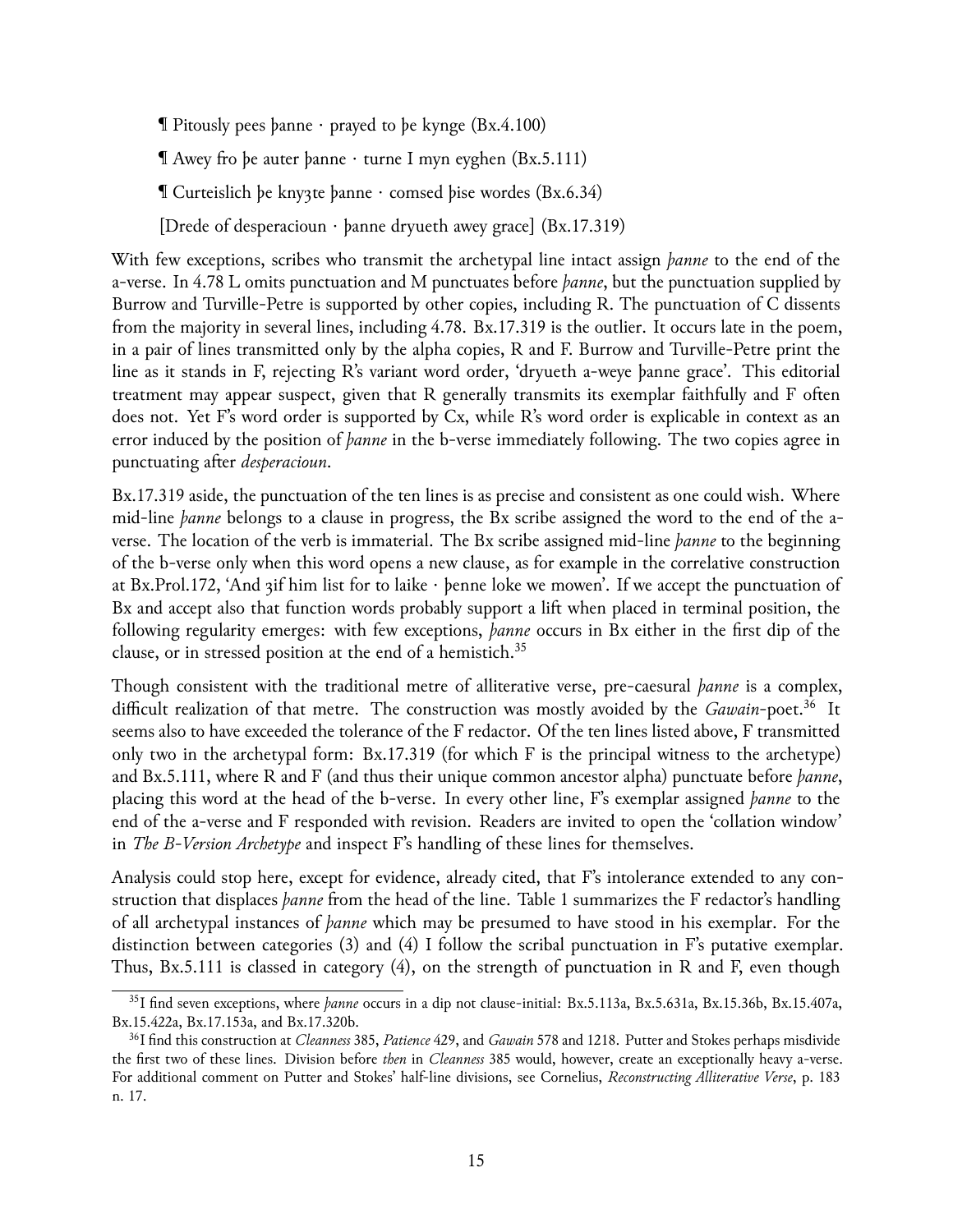¶ Pitously pees þanne · prayed to þe kynge (Bx.4.100)

¶ Awey fro þe auter þanne · turne I myn eyghen (Bx.5.111)

¶ Curteislich þe knyȝte þanne · comsed þise wordes (Bx.6.34)

[Drede of desperacioun · þanne dryueth awey grace] (Bx.17.319)

With few exceptions, scribes who transmit the archetypal line intact assign *þanne* to the end of the a-verse. In 4.78 L omits punctuation and M punctuates before *þanne*, but the punctuation supplied by Burrow and Turville-Petre is supported by other copies, including R. The punctuation of C dissents from the majority in several lines, including 4.78. Bx.17.319 is the outlier. It occurs late in the poem, in a pair of lines transmitted only by the alpha copies, R and F. Burrow and Turville-Petre print the line as it stands in F, rejecting R's variant word order, 'dryueth a-weye þanne grace'. This editorial treatment may appear suspect, given that R generally transmits its exemplar faithfully and F often does not. Yet F's word order is supported by Cx, while R's word order is explicable in context as an error induced by the position of *þanne* in the b-verse immediately following. The two copies agree in punctuating after *desperacioun*.

Bx.17.319 aside, the punctuation of the ten lines is as precise and consistent as one could wish. Where mid-line *þanne* belongs to a clause in progress, the Bx scribe assigned the word to the end of the a-verse. The location of the verb is immaterial. The Bx scribe assigned mid-line *þanne* to the beginning of the b-verse only when this word opens a new clause, as for example in the correlative construction at Bx.Prol.172, 'And ȝif him list for to laike · þenne loke we mowen'. If we accept the punctuation of Bx and accept also that function words probably support a lift when placed in terminal position, the following regularity emerges: with few exceptions, *þanne* occurs in Bx either in the first dip of the clause, or in stressed position at the end of a hemistich.[35]

Though consistent with the traditional metre of alliterative verse, pre-caesural *þanne* is a complex, difficult realization of that metre. The construction was mostly avoided by the *Gawain*-poet.[36] It seems also to have exceeded the tolerance of the F redactor. Of the ten lines listed above, F transmitted only two in the archetypal form: Bx.17.319 (for which F is the principal witness to the archetype) and Bx.5.111, where R and F (and thus their unique common ancestor alpha) punctuate before *þanne*, placing this word at the head of the b-verse. In every other line, F's exemplar assigned *þanne* to the end of the a-verse and F responded with revision. Readers are invited to open the 'collation window' in *The B-Version Archetype* and inspect F's handling of these lines for themselves.

Analysis could stop here, except for evidence, already cited, that F's intolerance extended to any construction that displaces *þanne* from the head of the line. Table 1 summarizes the F redactor's handling of all archetypal instances of *þanne* which may be presumed to have stood in his exemplar. For the distinction between categories (3) and (4) I follow the scribal punctuation in F's putative exemplar. Thus, Bx.5.111 is classed in category (4), on the strength of punctuation in R and F, even though

[35] I find seven exceptions, where *þanne* occurs in a dip not clause-initial: Bx.5.113a, Bx.5.631a, Bx.15.36b, Bx.15.407a, Bx.15.422a, Bx.17.153a, and Bx.17.320b.

[36] I find this construction at *Cleanness* 385, *Patience* 429, and *Gawain* 578 and 1218. Putter and Stokes perhaps misdivide the first two of these lines. Division before *then* in *Cleanness* 385 would, however, create an exceptionally heavy a-verse. For additional comment on Putter and Stokes' half-line divisions, see Cornelius, *Reconstructing Alliterative Verse*, p. 183 n. 17.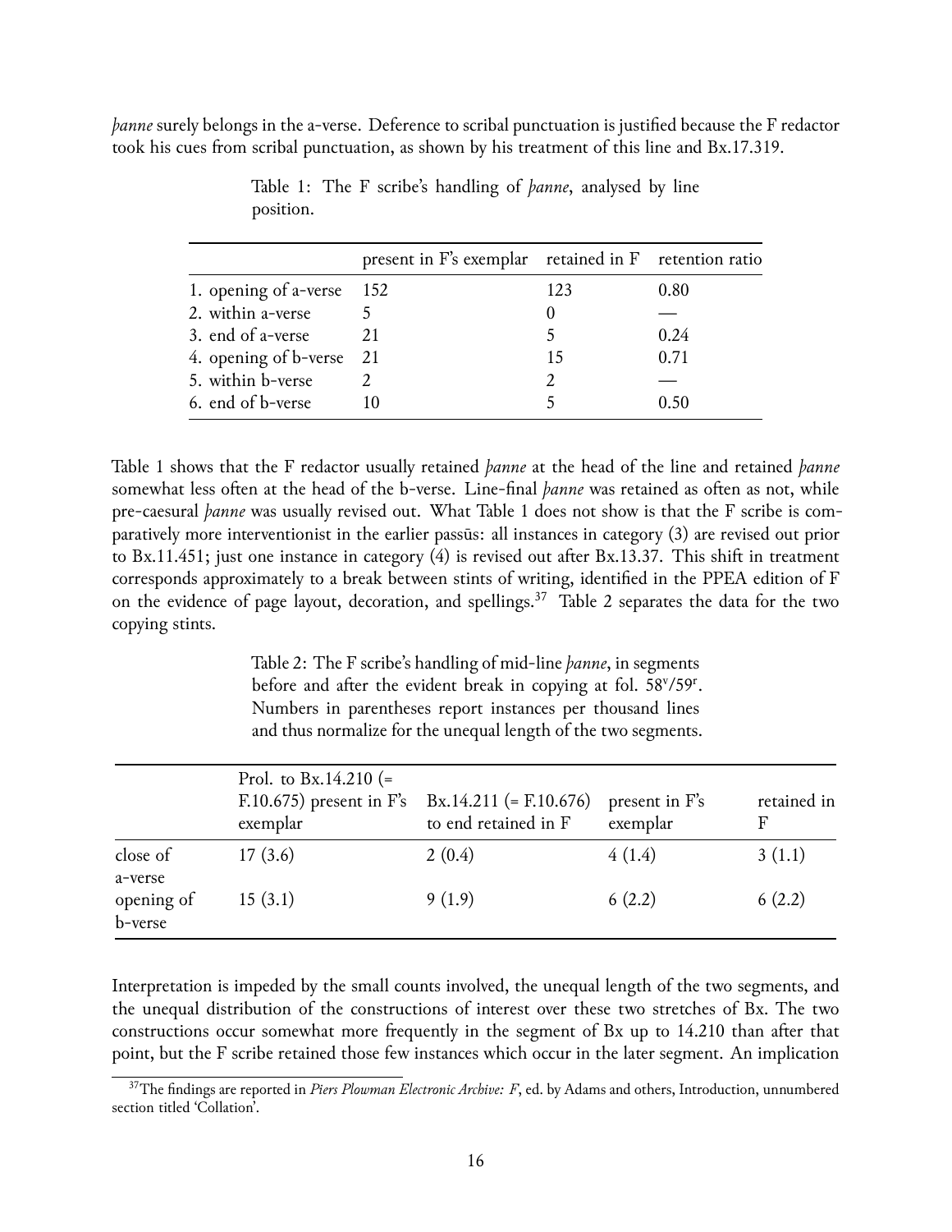*þanne* surely belongs in the a-verse. Deference to scribal punctuation is justified because the F redactor took his cues from scribal punctuation, as shown by his treatment of this line and Bx.17.319.

Table 1: The F scribe's handling of *þanne*, analysed by line position.

| | present in F's exemplar | retained in F | retention ratio |
|---|---|---|---|
| 1. opening of a-verse | 152 | 123 | 0.80 |
| 2. within a-verse | 5 | 0 | — |
| 3. end of a-verse | 21 | 5 | 0.24 |
| 4. opening of b-verse | 21 | 15 | 0.71 |
| 5. within b-verse | 2 | 2 | — |
| 6. end of b-verse | 10 | 5 | 0.50 |

Table 1 shows that the F redactor usually retained *þanne* at the head of the line and retained *þanne* somewhat less often at the head of the b-verse. Line-final *þanne* was retained as often as not, while pre-caesural *þanne* was usually revised out. What Table 1 does not show is that the F scribe is comparatively more interventionist in the earlier passūs: all instances in category (3) are revised out prior to Bx.11.451; just one instance in category (4) is revised out after Bx.13.37. This shift in treatment corresponds approximately to a break between stints of writing, identified in the PPEA edition of F on the evidence of page layout, decoration, and spellings.[37] Table 2 separates the data for the two copying stints.

Table 2: The F scribe's handling of mid-line *þanne*, in segments before and after the evident break in copying at fol. 58v/59r. Numbers in parentheses report instances per thousand lines and thus normalize for the unequal length of the two segments.

| | Prol. to Bx.14.210 (= F.10.675) present in F's exemplar | Bx.14.211 (= F.10.676) to end retained in F | present in F's exemplar | retained in F |
|---|---|---|---|---|
| close of a-verse | 17 (3.6) | 2 (0.4) | 4 (1.4) | 3 (1.1) |
| opening of b-verse | 15 (3.1) | 9 (1.9) | 6 (2.2) | 6 (2.2) |

Interpretation is impeded by the small counts involved, the unequal length of the two segments, and the unequal distribution of the constructions of interest over these two stretches of Bx. The two constructions occur somewhat more frequently in the segment of Bx up to 14.210 than after that point, but the F scribe retained those few instances which occur in the later segment. An implication

[37] The findings are reported in *Piers Plowman Electronic Archive: F*, ed. by Adams and others, Introduction, unnumbered section titled 'Collation'.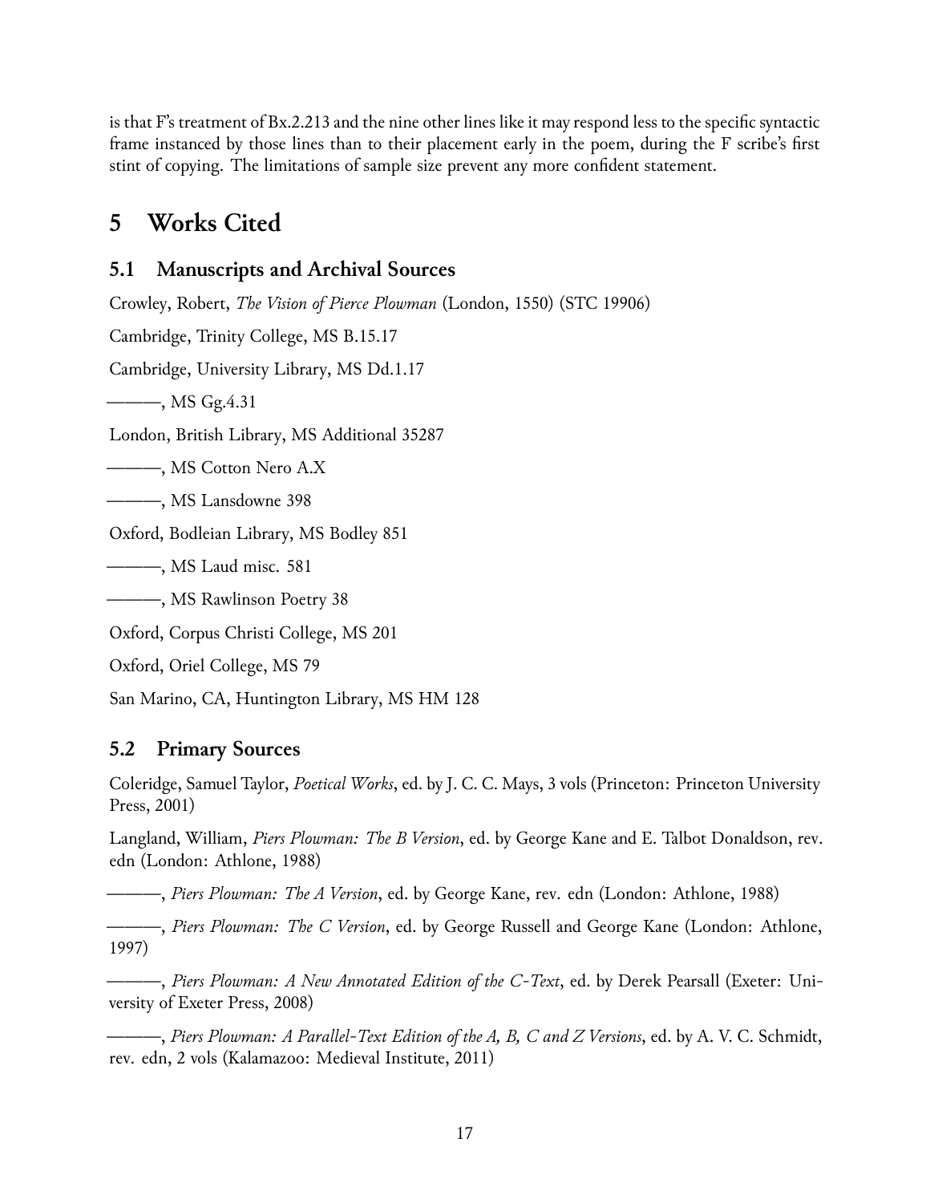is that F's treatment of Bx.2.213 and the nine other lines like it may respond less to the specific syntactic frame instanced by those lines than to their placement early in the poem, during the F scribe's first stint of copying. The limitations of sample size prevent any more confident statement.

# 5 Works Cited

## 5.1 Manuscripts and Archival Sources

Crowley, Robert, *The Vision of Pierce Plowman* (London, 1550) (STC 19906)

Cambridge, Trinity College, MS B.15.17

Cambridge, University Library, MS Dd.1.17

———, MS Gg.4.31

London, British Library, MS Additional 35287

———, MS Cotton Nero A.X

———, MS Lansdowne 398

Oxford, Bodleian Library, MS Bodley 851

———, MS Laud misc. 581

———, MS Rawlinson Poetry 38

Oxford, Corpus Christi College, MS 201

Oxford, Oriel College, MS 79

San Marino, CA, Huntington Library, MS HM 128

## 5.2 Primary Sources

Coleridge, Samuel Taylor, *Poetical Works*, ed. by J. C. C. Mays, 3 vols (Princeton: Princeton University Press, 2001)

Langland, William, *Piers Plowman: The B Version*, ed. by George Kane and E. Talbot Donaldson, rev. edn (London: Athlone, 1988)

———, *Piers Plowman: The A Version*, ed. by George Kane, rev. edn (London: Athlone, 1988)

———, *Piers Plowman: The C Version*, ed. by George Russell and George Kane (London: Athlone, 1997)

———, *Piers Plowman: A New Annotated Edition of the C-Text*, ed. by Derek Pearsall (Exeter: University of Exeter Press, 2008)

———, *Piers Plowman: A Parallel-Text Edition of the A, B, C and Z Versions*, ed. by A. V. C. Schmidt, rev. edn, 2 vols (Kalamazoo: Medieval Institute, 2011)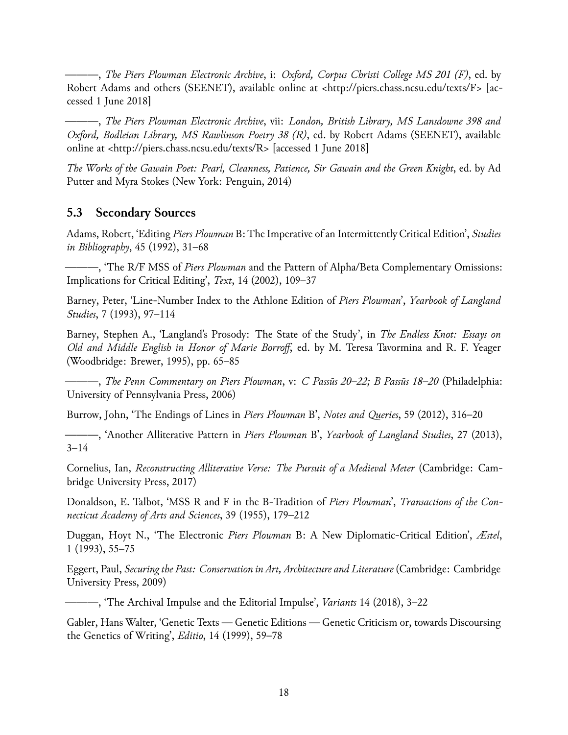———, *The Piers Plowman Electronic Archive*, i: *Oxford, Corpus Christi College MS 201 (F)*, ed. by Robert Adams and others (SEENET), available online at <http://piers.chass.ncsu.edu/texts/F> [accessed 1 June 2018]

———, *The Piers Plowman Electronic Archive*, vii: *London, British Library, MS Lansdowne 398 and Oxford, Bodleian Library, MS Rawlinson Poetry 38 (R)*, ed. by Robert Adams (SEENET), available online at <http://piers.chass.ncsu.edu/texts/R> [accessed 1 June 2018]

*The Works of the Gawain Poet: Pearl, Cleanness, Patience, Sir Gawain and the Green Knight*, ed. by Ad Putter and Myra Stokes (New York: Penguin, 2014)

## 5.3 Secondary Sources

Adams, Robert, 'Editing *Piers Plowman* B: The Imperative of an Intermittently Critical Edition', *Studies in Bibliography*, 45 (1992), 31–68

———, 'The R/F MSS of *Piers Plowman* and the Pattern of Alpha/Beta Complementary Omissions: Implications for Critical Editing', *Text*, 14 (2002), 109–37

Barney, Peter, 'Line-Number Index to the Athlone Edition of *Piers Plowman*', *Yearbook of Langland Studies*, 7 (1993), 97–114

Barney, Stephen A., 'Langland's Prosody: The State of the Study', in *The Endless Knot: Essays on Old and Middle English in Honor of Marie Borroff*, ed. by M. Teresa Tavormina and R. F. Yeager (Woodbridge: Brewer, 1995), pp. 65–85

———, *The Penn Commentary on Piers Plowman*, v: *C Passūs 20–22; B Passūs 18–20* (Philadelphia: University of Pennsylvania Press, 2006)

Burrow, John, 'The Endings of Lines in *Piers Plowman* B', *Notes and Queries*, 59 (2012), 316–20

———, 'Another Alliterative Pattern in *Piers Plowman* B', *Yearbook of Langland Studies*, 27 (2013), 3–14

Cornelius, Ian, *Reconstructing Alliterative Verse: The Pursuit of a Medieval Meter* (Cambridge: Cambridge University Press, 2017)

Donaldson, E. Talbot, 'MSS R and F in the B-Tradition of *Piers Plowman*', *Transactions of the Connecticut Academy of Arts and Sciences*, 39 (1955), 179–212

Duggan, Hoyt N., 'The Electronic *Piers Plowman* B: A New Diplomatic-Critical Edition', *Æstel*, 1 (1993), 55–75

Eggert, Paul, *Securing the Past: Conservation in Art, Architecture and Literature* (Cambridge: Cambridge University Press, 2009)

———, 'The Archival Impulse and the Editorial Impulse', *Variants* 14 (2018), 3–22

Gabler, Hans Walter, 'Genetic Texts — Genetic Editions — Genetic Criticism or, towards Discoursing the Genetics of Writing', *Editio*, 14 (1999), 59–78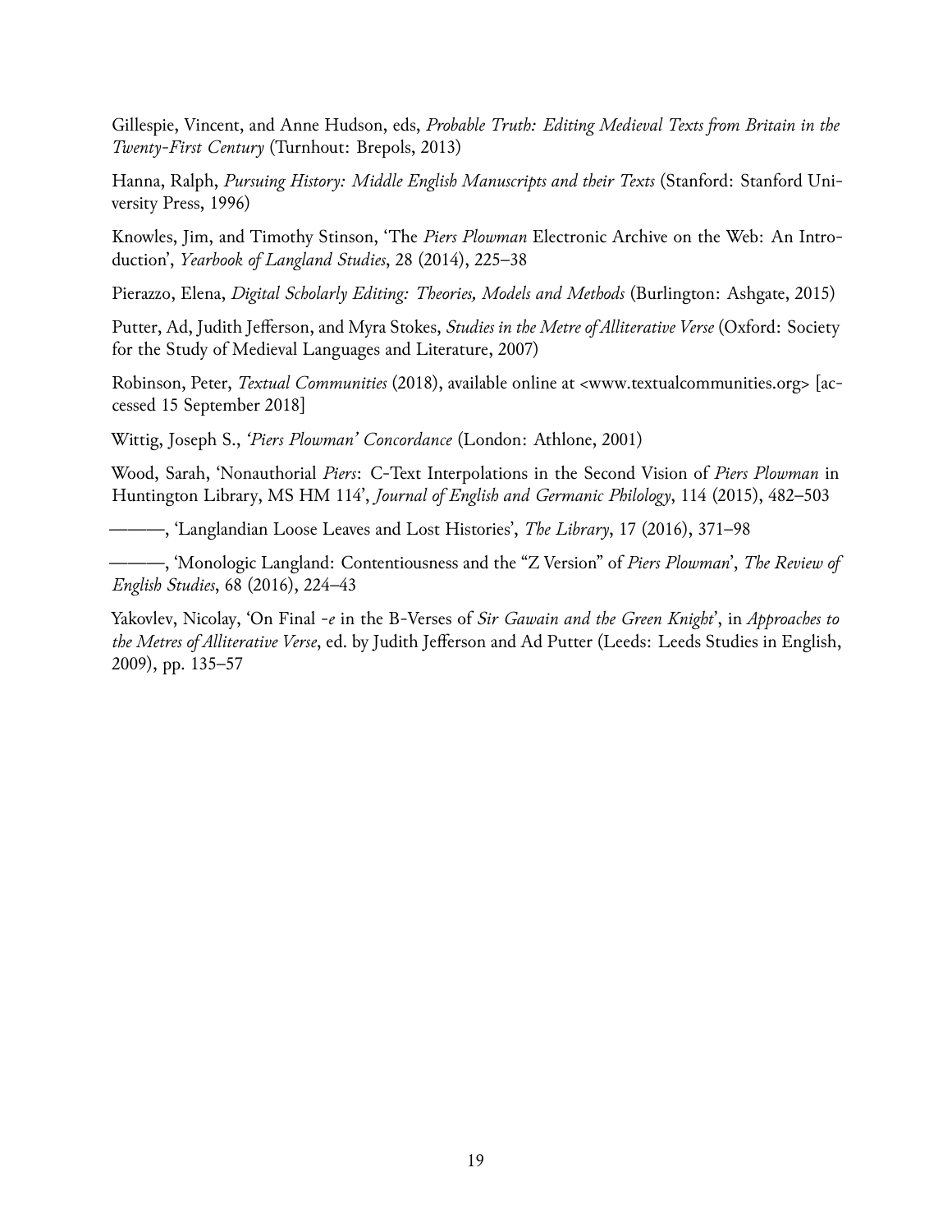Gillespie, Vincent, and Anne Hudson, eds, *Probable Truth: Editing Medieval Texts from Britain in the Twenty-First Century* (Turnhout: Brepols, 2013)

Hanna, Ralph, *Pursuing History: Middle English Manuscripts and their Texts* (Stanford: Stanford University Press, 1996)

Knowles, Jim, and Timothy Stinson, 'The *Piers Plowman* Electronic Archive on the Web: An Introduction', *Yearbook of Langland Studies*, 28 (2014), 225–38

Pierazzo, Elena, *Digital Scholarly Editing: Theories, Models and Methods* (Burlington: Ashgate, 2015)

Putter, Ad, Judith Jefferson, and Myra Stokes, *Studies in the Metre of Alliterative Verse* (Oxford: Society for the Study of Medieval Languages and Literature, 2007)

Robinson, Peter, *Textual Communities* (2018), available online at <www.textualcommunities.org> [accessed 15 September 2018]

Wittig, Joseph S., *'Piers Plowman' Concordance* (London: Athlone, 2001)

Wood, Sarah, 'Nonauthorial *Piers*: C-Text Interpolations in the Second Vision of *Piers Plowman* in Huntington Library, MS HM 114', *Journal of English and Germanic Philology*, 114 (2015), 482–503

———, 'Langlandian Loose Leaves and Lost Histories', *The Library*, 17 (2016), 371–98

———, 'Monologic Langland: Contentiousness and the "Z Version" of *Piers Plowman*', *The Review of English Studies*, 68 (2016), 224–43

Yakovlev, Nicolay, 'On Final *-e* in the B-Verses of *Sir Gawain and the Green Knight*', in *Approaches to the Metres of Alliterative Verse*, ed. by Judith Jefferson and Ad Putter (Leeds: Leeds Studies in English, 2009), pp. 135–57